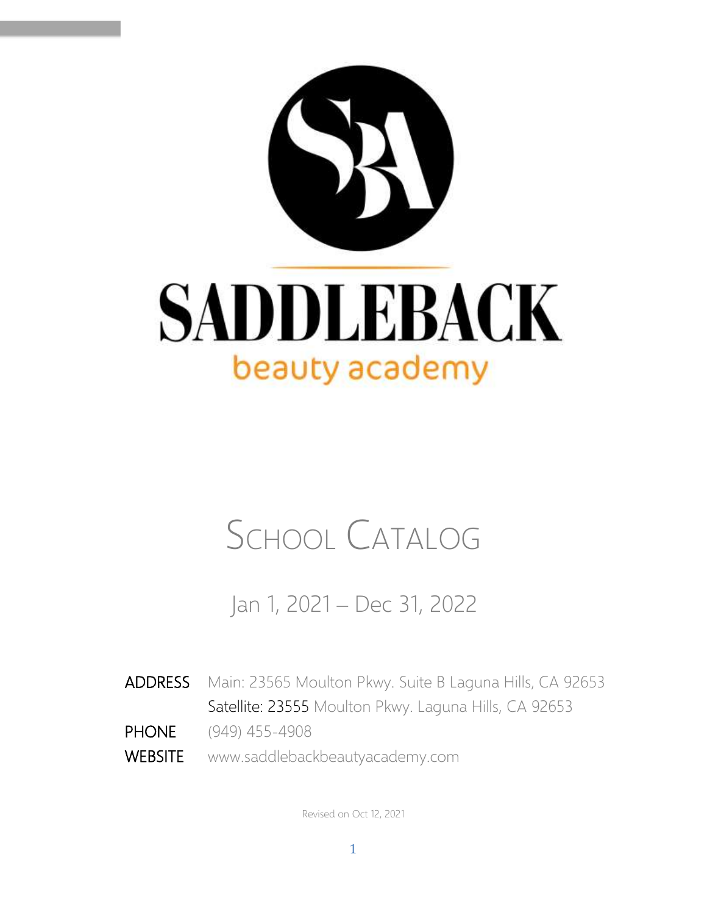# SADDLEBACK

beauty academy

# School Catalog

Jan 1, 2021 – Dec 31, 2022

| | |
|---|---|
| ADDRESS | Main: 23565 Moulton Pkwy. Suite B Laguna Hills, CA 92653 |
| | Satellite: 23555 Moulton Pkwy. Laguna Hills, CA 92653 |
| PHONE | (949) 455-4908 |
| WEBSITE | www.saddlebackbeautyacademy.com |

Revised on Oct 12, 2021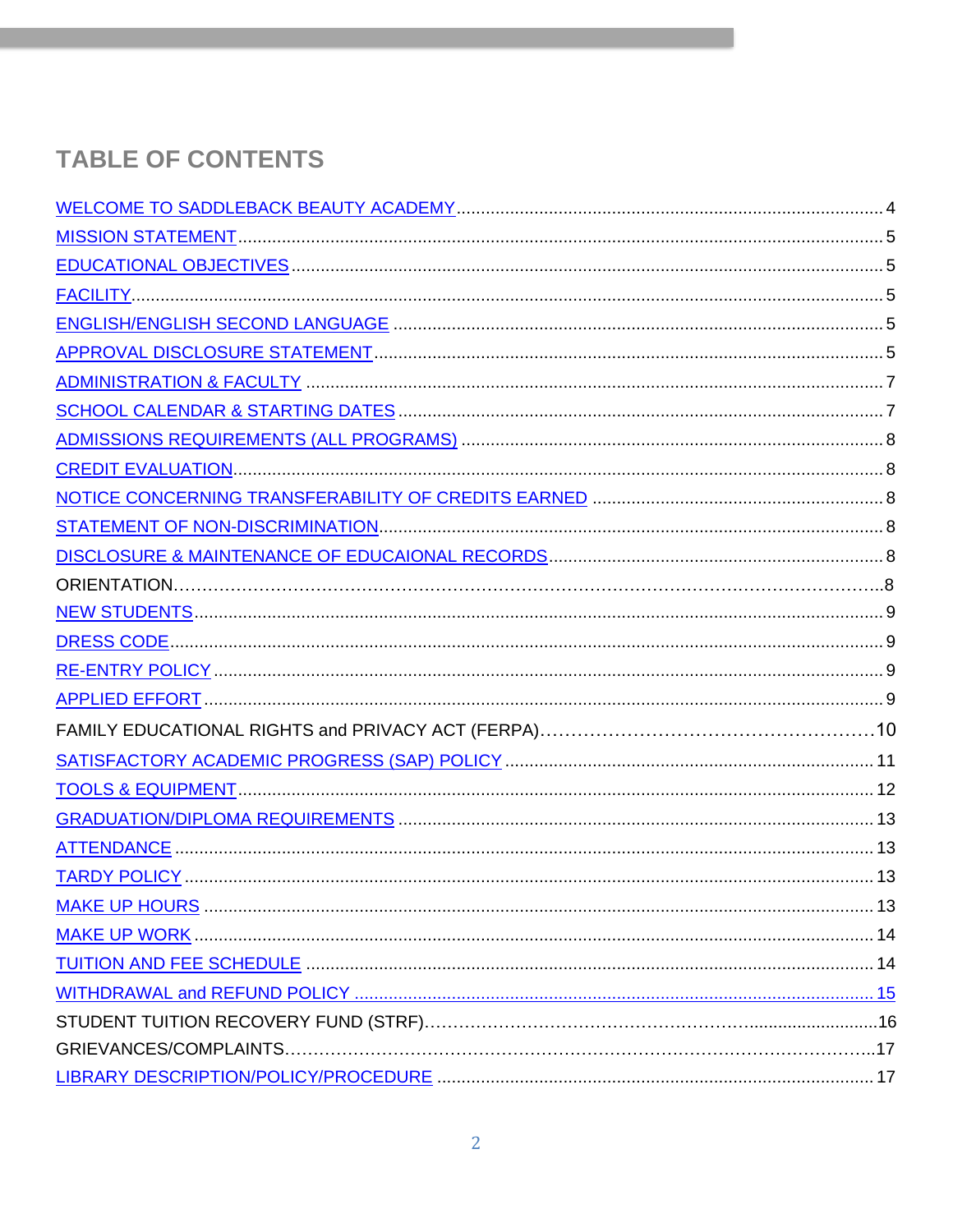## TABLE OF CONTENTS

WELCOME TO SADDLEBACK BEAUTY ACADEMY....................................................................................4
MISSION STATEMENT....................................................................................................................5
EDUCATIONAL OBJECTIVES.............................................................................................................5
FACILITY............................................................................................................................................5
ENGLISH/ENGLISH SECOND LANGUAGE ......................................................................................5
APPROVAL DISCLOSURE STATEMENT..........................................................................................5
ADMINISTRATION & FACULTY .........................................................................................................7
SCHOOL CALENDAR & STARTING DATES .....................................................................................7
ADMISSIONS REQUIREMENTS (ALL PROGRAMS) ........................................................................8
CREDIT EVALUATION.......................................................................................................................8
NOTICE CONCERNING TRANSFERABILITY OF CREDITS EARNED .............................................8
STATEMENT OF NON-DISCRIMINATION........................................................................................8
DISCLOSURE & MAINTENANCE OF EDUCAIONAL RECORDS......................................................8
ORIENTATION…………………………………………………………………………………………………..8
NEW STUDENTS...............................................................................................................................9
DRESS CODE....................................................................................................................................9
RE-ENTRY POLICY ...........................................................................................................................9
APPLIED EFFORT .............................................................................................................................9
FAMILY EDUCATIONAL RIGHTS and PRIVACY ACT (FERPA)………………………………………………10
SATISFACTORY ACADEMIC PROGRESS (SAP) POLICY ..............................................................11
TOOLS & EQUIPMENT.....................................................................................................................12
GRADUATION/DIPLOMA REQUIREMENTS ....................................................................................13
ATTENDANCE ..................................................................................................................................13
TARDY POLICY ................................................................................................................................13
MAKE UP HOURS ............................................................................................................................13
MAKE UP WORK..............................................................................................................................14
TUITION AND FEE SCHEDULE .......................................................................................................14
WITHDRAWAL and REFUND POLICY .............................................................................................15
STUDENT TUITION RECOVERY FUND (STRF)…………………………………………………………........16
GRIEVANCES/COMPLAINTS…………………………………………………………………………………...17
LIBRARY DESCRIPTION/POLICY/PROCEDURE ............................................................................17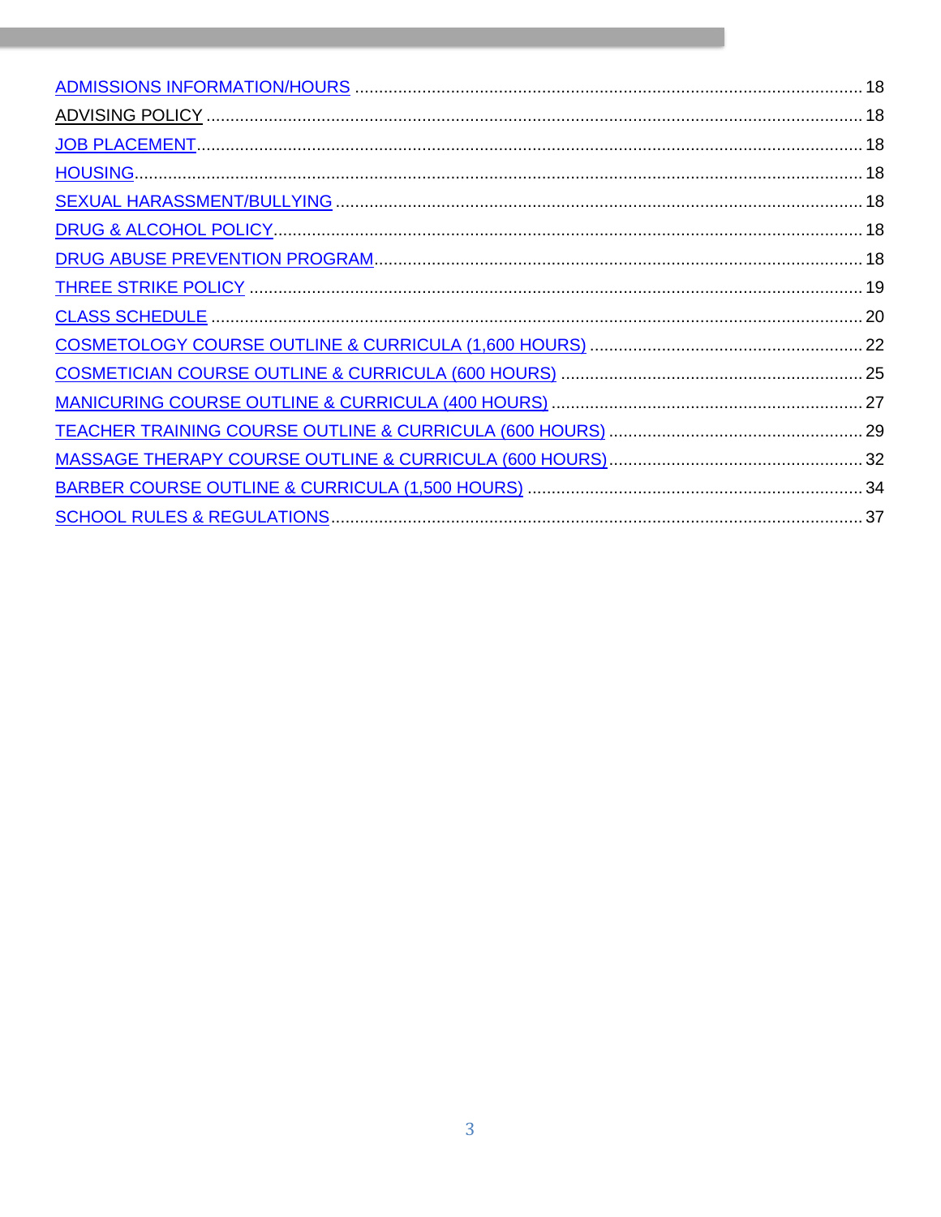ADMISSIONS INFORMATION/HOURS ........................................................................................................ 18
ADVISING POLICY ........................................................................................................................... 18
JOB PLACEMENT.............................................................................................................................. 18
HOUSING........................................................................................................................................... 18
SEXUAL HARASSMENT/BULLYING ............................................................................................... 18
DRUG & ALCOHOL POLICY............................................................................................................. 18
DRUG ABUSE PREVENTION PROGRAM....................................................................................... 18
THREE STRIKE POLICY .................................................................................................................. 19
CLASS SCHEDULE .......................................................................................................................... 20
COSMETOLOGY COURSE OUTLINE & CURRICULA (1,600 HOURS) .......................................... 22
COSMETICIAN COURSE OUTLINE & CURRICULA (600 HOURS) ................................................ 25
MANICURING COURSE OUTLINE & CURRICULA (400 HOURS) .................................................. 27
TEACHER TRAINING COURSE OUTLINE & CURRICULA (600 HOURS) ...................................... 29
MASSAGE THERAPY COURSE OUTLINE & CURRICULA (600 HOURS)...................................... 32
BARBER COURSE OUTLINE & CURRICULA (1,500 HOURS) ....................................................... 34
SCHOOL RULES & REGULATIONS................................................................................................. 37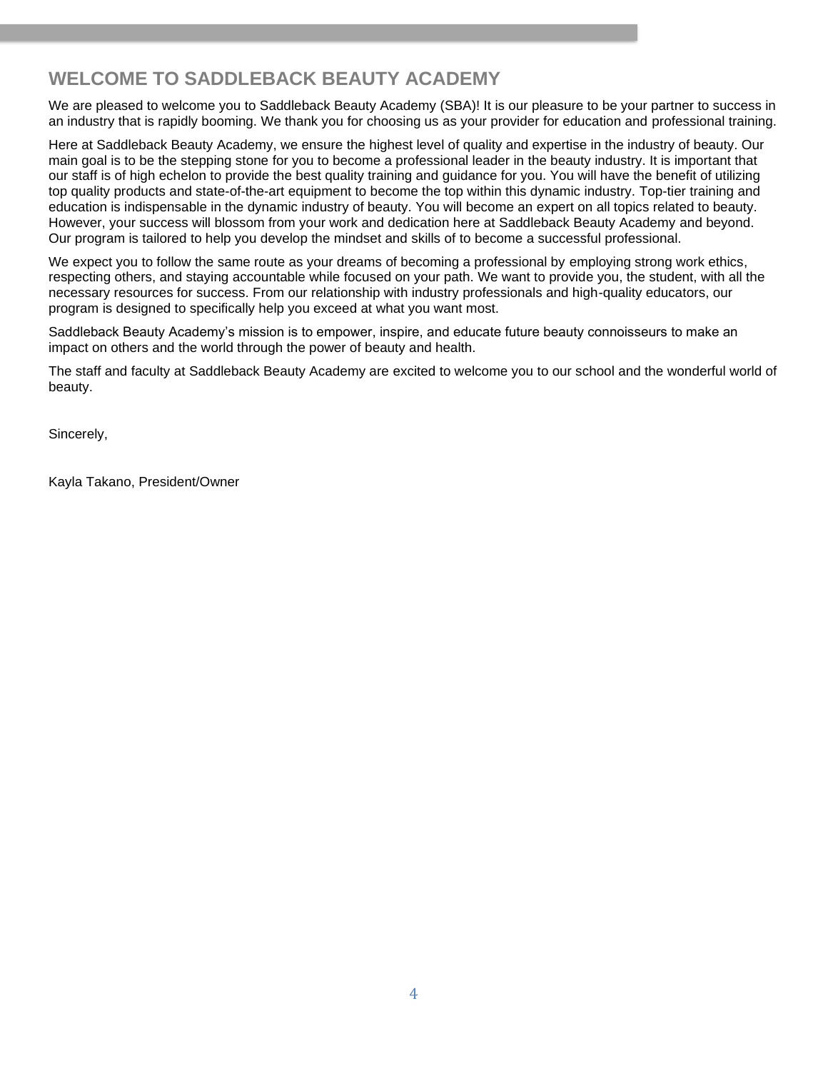# WELCOME TO SADDLEBACK BEAUTY ACADEMY

We are pleased to welcome you to Saddleback Beauty Academy (SBA)! It is our pleasure to be your partner to success in an industry that is rapidly booming. We thank you for choosing us as your provider for education and professional training.

Here at Saddleback Beauty Academy, we ensure the highest level of quality and expertise in the industry of beauty. Our main goal is to be the stepping stone for you to become a professional leader in the beauty industry. It is important that our staff is of high echelon to provide the best quality training and guidance for you. You will have the benefit of utilizing top quality products and state-of-the-art equipment to become the top within this dynamic industry. Top-tier training and education is indispensable in the dynamic industry of beauty. You will become an expert on all topics related to beauty. However, your success will blossom from your work and dedication here at Saddleback Beauty Academy and beyond. Our program is tailored to help you develop the mindset and skills of to become a successful professional.

We expect you to follow the same route as your dreams of becoming a professional by employing strong work ethics, respecting others, and staying accountable while focused on your path. We want to provide you, the student, with all the necessary resources for success. From our relationship with industry professionals and high-quality educators, our program is designed to specifically help you exceed at what you want most.

Saddleback Beauty Academy's mission is to empower, inspire, and educate future beauty connoisseurs to make an impact on others and the world through the power of beauty and health.

The staff and faculty at Saddleback Beauty Academy are excited to welcome you to our school and the wonderful world of beauty.

Sincerely,

Kayla Takano, President/Owner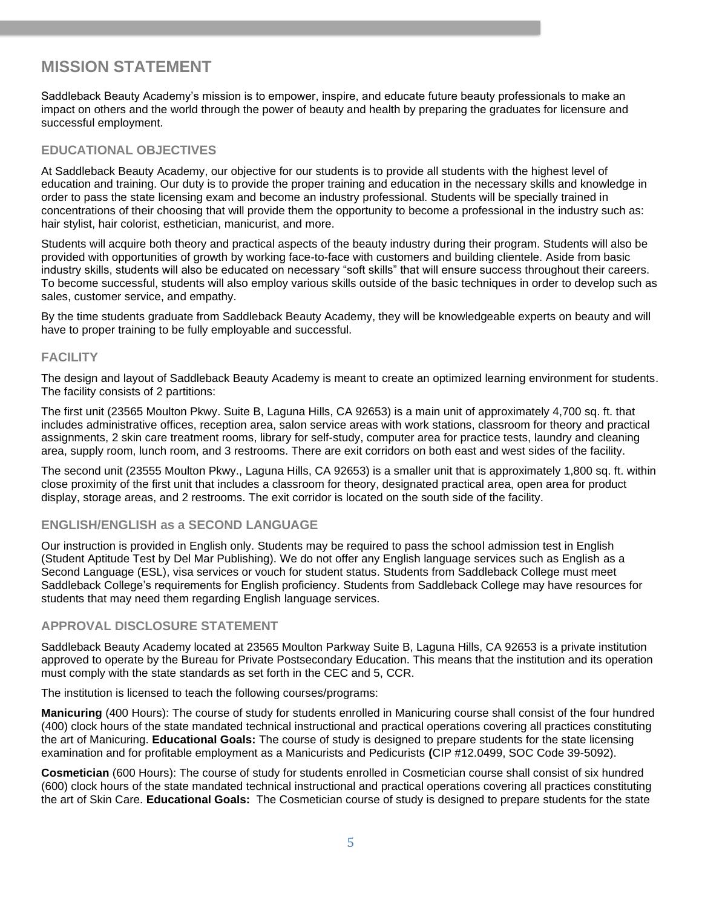# MISSION STATEMENT

Saddleback Beauty Academy's mission is to empower, inspire, and educate future beauty professionals to make an impact on others and the world through the power of beauty and health by preparing the graduates for licensure and successful employment.

## EDUCATIONAL OBJECTIVES

At Saddleback Beauty Academy, our objective for our students is to provide all students with the highest level of education and training. Our duty is to provide the proper training and education in the necessary skills and knowledge in order to pass the state licensing exam and become an industry professional. Students will be specially trained in concentrations of their choosing that will provide them the opportunity to become a professional in the industry such as: hair stylist, hair colorist, esthetician, manicurist, and more.

Students will acquire both theory and practical aspects of the beauty industry during their program. Students will also be provided with opportunities of growth by working face-to-face with customers and building clientele. Aside from basic industry skills, students will also be educated on necessary "soft skills" that will ensure success throughout their careers. To become successful, students will also employ various skills outside of the basic techniques in order to develop such as sales, customer service, and empathy.

By the time students graduate from Saddleback Beauty Academy, they will be knowledgeable experts on beauty and will have to proper training to be fully employable and successful.

## FACILITY

The design and layout of Saddleback Beauty Academy is meant to create an optimized learning environment for students. The facility consists of 2 partitions:

The first unit (23565 Moulton Pkwy. Suite B, Laguna Hills, CA 92653) is a main unit of approximately 4,700 sq. ft. that includes administrative offices, reception area, salon service areas with work stations, classroom for theory and practical assignments, 2 skin care treatment rooms, library for self-study, computer area for practice tests, laundry and cleaning area, supply room, lunch room, and 3 restrooms. There are exit corridors on both east and west sides of the facility.

The second unit (23555 Moulton Pkwy., Laguna Hills, CA 92653) is a smaller unit that is approximately 1,800 sq. ft. within close proximity of the first unit that includes a classroom for theory, designated practical area, open area for product display, storage areas, and 2 restrooms. The exit corridor is located on the south side of the facility.

## ENGLISH/ENGLISH as a SECOND LANGUAGE

Our instruction is provided in English only. Students may be required to pass the school admission test in English (Student Aptitude Test by Del Mar Publishing). We do not offer any English language services such as English as a Second Language (ESL), visa services or vouch for student status. Students from Saddleback College must meet Saddleback College's requirements for English proficiency. Students from Saddleback College may have resources for students that may need them regarding English language services.

## APPROVAL DISCLOSURE STATEMENT

Saddleback Beauty Academy located at 23565 Moulton Parkway Suite B, Laguna Hills, CA 92653 is a private institution approved to operate by the Bureau for Private Postsecondary Education. This means that the institution and its operation must comply with the state standards as set forth in the CEC and 5, CCR.

The institution is licensed to teach the following courses/programs:

**Manicuring** (400 Hours): The course of study for students enrolled in Manicuring course shall consist of the four hundred (400) clock hours of the state mandated technical instructional and practical operations covering all practices constituting the art of Manicuring. **Educational Goals:** The course of study is designed to prepare students for the state licensing examination and for profitable employment as a Manicurists and Pedicurists **(**CIP #12.0499, SOC Code 39-5092).

**Cosmetician** (600 Hours): The course of study for students enrolled in Cosmetician course shall consist of six hundred (600) clock hours of the state mandated technical instructional and practical operations covering all practices constituting the art of Skin Care. **Educational Goals:** The Cosmetician course of study is designed to prepare students for the state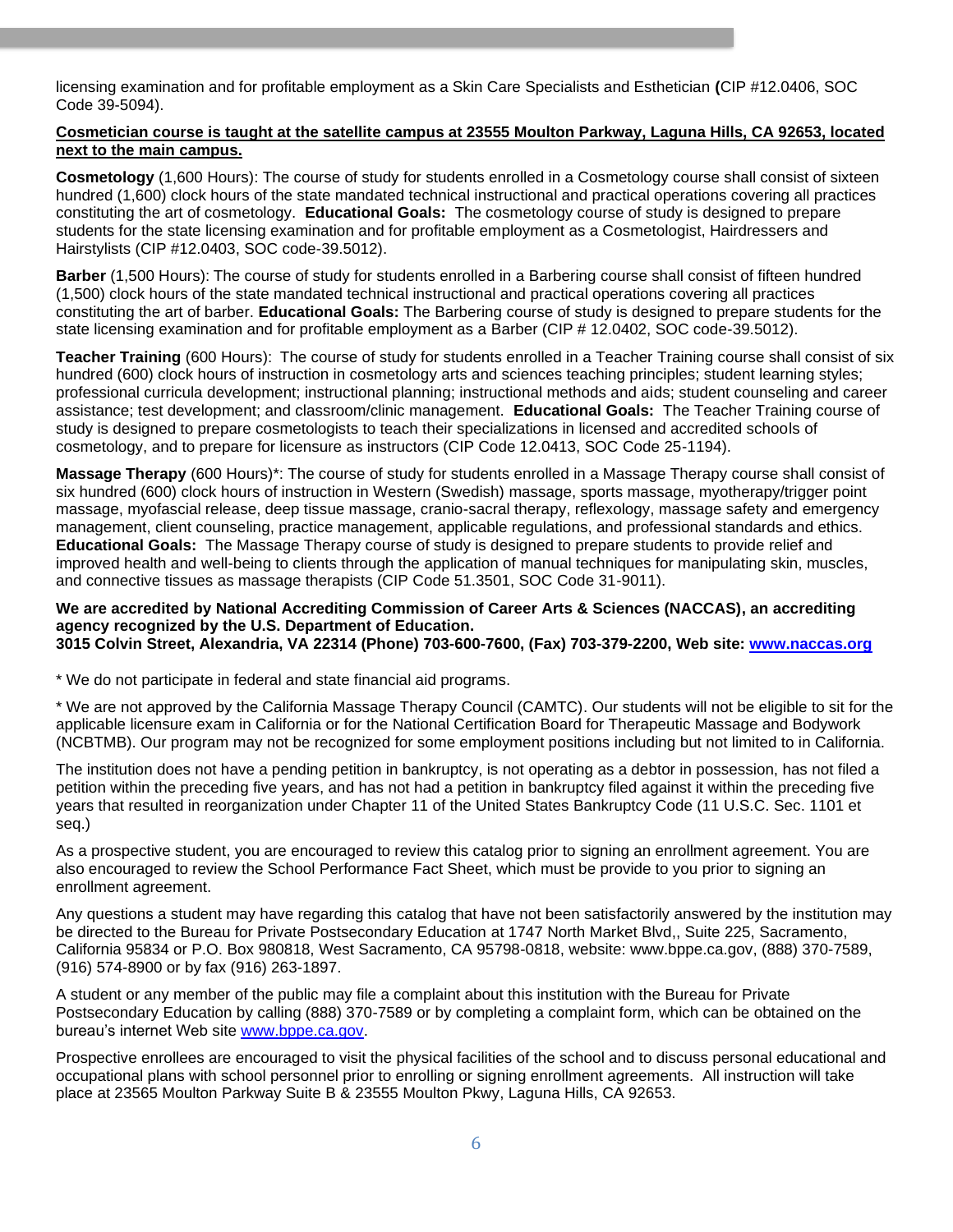licensing examination and for profitable employment as a Skin Care Specialists and Esthetician **(**CIP #12.0406, SOC Code 39-5094).

**<u>Cosmetician course is taught at the satellite campus at 23555 Moulton Parkway, Laguna Hills, CA 92653, located next to the main campus.</u>**

**Cosmetology** (1,600 Hours): The course of study for students enrolled in a Cosmetology course shall consist of sixteen hundred (1,600) clock hours of the state mandated technical instructional and practical operations covering all practices constituting the art of cosmetology. **Educational Goals:** The cosmetology course of study is designed to prepare students for the state licensing examination and for profitable employment as a Cosmetologist, Hairdressers and Hairstylists (CIP #12.0403, SOC code-39.5012).

**Barber** (1,500 Hours): The course of study for students enrolled in a Barbering course shall consist of fifteen hundred (1,500) clock hours of the state mandated technical instructional and practical operations covering all practices constituting the art of barber. **Educational Goals:** The Barbering course of study is designed to prepare students for the state licensing examination and for profitable employment as a Barber (CIP # 12.0402, SOC code-39.5012).

**Teacher Training** (600 Hours): The course of study for students enrolled in a Teacher Training course shall consist of six hundred (600) clock hours of instruction in cosmetology arts and sciences teaching principles; student learning styles; professional curricula development; instructional planning; instructional methods and aids; student counseling and career assistance; test development; and classroom/clinic management. **Educational Goals:** The Teacher Training course of study is designed to prepare cosmetologists to teach their specializations in licensed and accredited schools of cosmetology, and to prepare for licensure as instructors (CIP Code 12.0413, SOC Code 25-1194).

**Massage Therapy** (600 Hours)*: The course of study for students enrolled in a Massage Therapy course shall consist of six hundred (600) clock hours of instruction in Western (Swedish) massage, sports massage, myotherapy/trigger point massage, myofascial release, deep tissue massage, cranio-sacral therapy, reflexology, massage safety and emergency management, client counseling, practice management, applicable regulations, and professional standards and ethics. **Educational Goals:** The Massage Therapy course of study is designed to prepare students to provide relief and improved health and well-being to clients through the application of manual techniques for manipulating skin, muscles, and connective tissues as massage therapists (CIP Code 51.3501, SOC Code 31-9011).

**We are accredited by National Accrediting Commission of Career Arts & Sciences (NACCAS), an accrediting agency recognized by the U.S. Department of Education.**
**3015 Colvin Street, Alexandria, VA 22314 (Phone) 703-600-7600, (Fax) 703-379-2200, Web site: [www.naccas.org](http://www.naccas.org)**

* We do not participate in federal and state financial aid programs.

* We are not approved by the California Massage Therapy Council (CAMTC). Our students will not be eligible to sit for the applicable licensure exam in California or for the National Certification Board for Therapeutic Massage and Bodywork (NCBTMB). Our program may not be recognized for some employment positions including but not limited to in California.

The institution does not have a pending petition in bankruptcy, is not operating as a debtor in possession, has not filed a petition within the preceding five years, and has not had a petition in bankruptcy filed against it within the preceding five years that resulted in reorganization under Chapter 11 of the United States Bankruptcy Code (11 U.S.C. Sec. 1101 et seq.)

As a prospective student, you are encouraged to review this catalog prior to signing an enrollment agreement. You are also encouraged to review the School Performance Fact Sheet, which must be provide to you prior to signing an enrollment agreement.

Any questions a student may have regarding this catalog that have not been satisfactorily answered by the institution may be directed to the Bureau for Private Postsecondary Education at 1747 North Market Blvd,, Suite 225, Sacramento, California 95834 or P.O. Box 980818, West Sacramento, CA 95798-0818, website: www.bppe.ca.gov, (888) 370-7589, (916) 574-8900 or by fax (916) 263-1897.

A student or any member of the public may file a complaint about this institution with the Bureau for Private Postsecondary Education by calling (888) 370-7589 or by completing a complaint form, which can be obtained on the bureau's internet Web site [www.bppe.ca.gov](http://www.bppe.ca.gov).

Prospective enrollees are encouraged to visit the physical facilities of the school and to discuss personal educational and occupational plans with school personnel prior to enrolling or signing enrollment agreements. All instruction will take place at 23565 Moulton Parkway Suite B & 23555 Moulton Pkwy, Laguna Hills, CA 92653.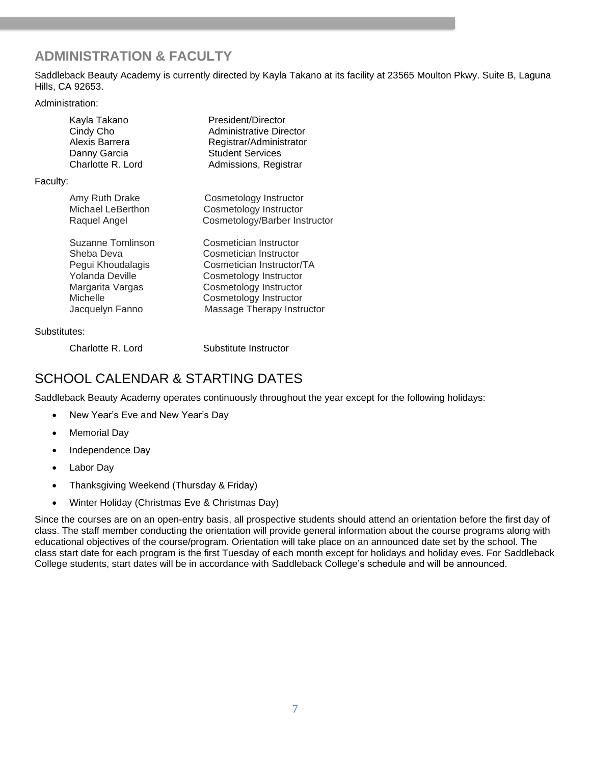## ADMINISTRATION & FACULTY

Saddleback Beauty Academy is currently directed by Kayla Takano at its facility at 23565 Moulton Pkwy. Suite B, Laguna Hills, CA 92653.

Administration:

| | |
|---|---|
| Kayla Takano | President/Director |
| Cindy Cho | Administrative Director |
| Alexis Barrera | Registrar/Administrator |
| Danny Garcia | Student Services |
| Charlotte R. Lord | Admissions, Registrar |

Faculty:

| | |
|---|---|
| Amy Ruth Drake | Cosmetology Instructor |
| Michael LeBerthon | Cosmetology Instructor |
| Raquel Angel | Cosmetology/Barber Instructor |
| Suzanne Tomlinson | Cosmetician Instructor |
| Sheba Deva | Cosmetician Instructor |
| Pegui Khoudalagis | Cosmetician Instructor/TA |
| Yolanda Deville | Cosmetology Instructor |
| Margarita Vargas | Cosmetology Instructor |
| Michelle | Cosmetology Instructor |
| Jacquelyn Fanno | Massage Therapy Instructor |

Substitutes:

| | |
|---|---|
| Charlotte R. Lord | Substitute Instructor |

## SCHOOL CALENDAR & STARTING DATES

Saddleback Beauty Academy operates continuously throughout the year except for the following holidays:

- New Year's Eve and New Year's Day
- Memorial Day
- Independence Day
- Labor Day
- Thanksgiving Weekend (Thursday & Friday)
- Winter Holiday (Christmas Eve & Christmas Day)

Since the courses are on an open-entry basis, all prospective students should attend an orientation before the first day of class. The staff member conducting the orientation will provide general information about the course programs along with educational objectives of the course/program. Orientation will take place on an announced date set by the school. The class start date for each program is the first Tuesday of each month except for holidays and holiday eves. For Saddleback College students, start dates will be in accordance with Saddleback College's schedule and will be announced.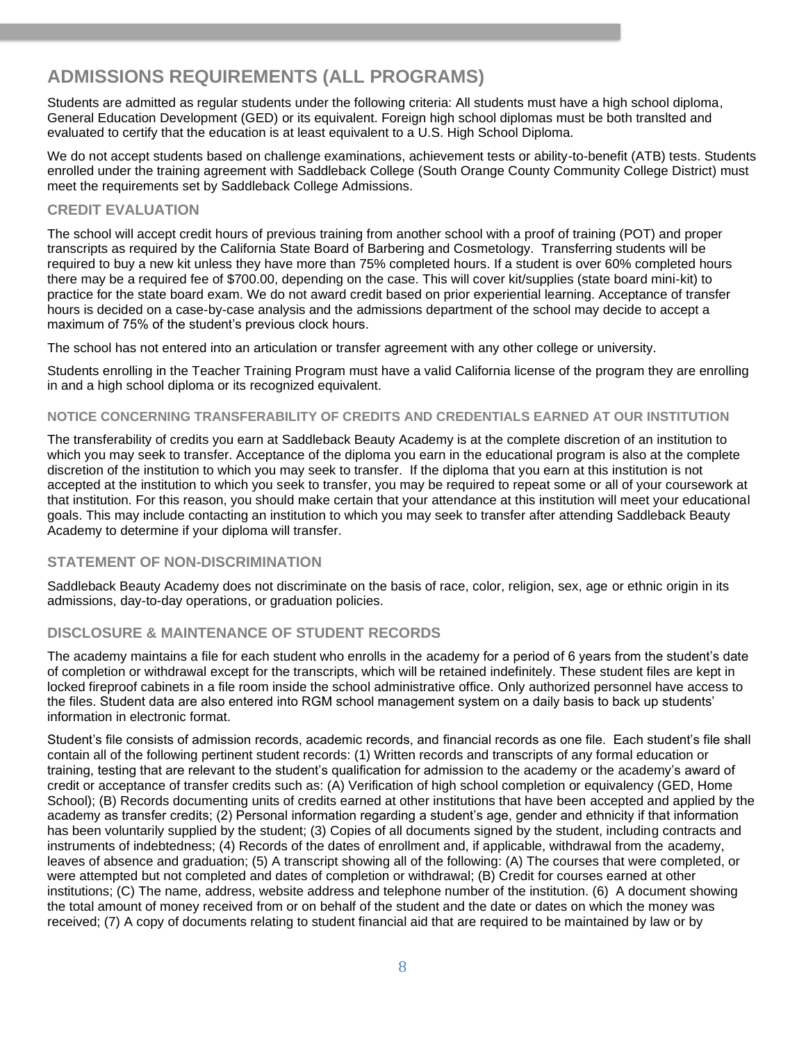# ADMISSIONS REQUIREMENTS (ALL PROGRAMS)

Students are admitted as regular students under the following criteria: All students must have a high school diploma, General Education Development (GED) or its equivalent. Foreign high school diplomas must be both translted and evaluated to certify that the education is at least equivalent to a U.S. High School Diploma.

We do not accept students based on challenge examinations, achievement tests or ability-to-benefit (ATB) tests. Students enrolled under the training agreement with Saddleback College (South Orange County Community College District) must meet the requirements set by Saddleback College Admissions.

## CREDIT EVALUATION

The school will accept credit hours of previous training from another school with a proof of training (POT) and proper transcripts as required by the California State Board of Barbering and Cosmetology. Transferring students will be required to buy a new kit unless they have more than 75% completed hours. If a student is over 60% completed hours there may be a required fee of $700.00, depending on the case. This will cover kit/supplies (state board mini-kit) to practice for the state board exam. We do not award credit based on prior experiential learning. Acceptance of transfer hours is decided on a case-by-case analysis and the admissions department of the school may decide to accept a maximum of 75% of the student's previous clock hours.

The school has not entered into an articulation or transfer agreement with any other college or university.

Students enrolling in the Teacher Training Program must have a valid California license of the program they are enrolling in and a high school diploma or its recognized equivalent.

### NOTICE CONCERNING TRANSFERABILITY OF CREDITS AND CREDENTIALS EARNED AT OUR INSTITUTION

The transferability of credits you earn at Saddleback Beauty Academy is at the complete discretion of an institution to which you may seek to transfer. Acceptance of the diploma you earn in the educational program is also at the complete discretion of the institution to which you may seek to transfer. If the diploma that you earn at this institution is not accepted at the institution to which you seek to transfer, you may be required to repeat some or all of your coursework at that institution. For this reason, you should make certain that your attendance at this institution will meet your educational goals. This may include contacting an institution to which you may seek to transfer after attending Saddleback Beauty Academy to determine if your diploma will transfer.

## STATEMENT OF NON-DISCRIMINATION

Saddleback Beauty Academy does not discriminate on the basis of race, color, religion, sex, age or ethnic origin in its admissions, day-to-day operations, or graduation policies.

## DISCLOSURE & MAINTENANCE OF STUDENT RECORDS

The academy maintains a file for each student who enrolls in the academy for a period of 6 years from the student's date of completion or withdrawal except for the transcripts, which will be retained indefinitely. These student files are kept in locked fireproof cabinets in a file room inside the school administrative office. Only authorized personnel have access to the files. Student data are also entered into RGM school management system on a daily basis to back up students' information in electronic format.

Student's file consists of admission records, academic records, and financial records as one file. Each student's file shall contain all of the following pertinent student records: (1) Written records and transcripts of any formal education or training, testing that are relevant to the student's qualification for admission to the academy or the academy's award of credit or acceptance of transfer credits such as: (A) Verification of high school completion or equivalency (GED, Home School); (B) Records documenting units of credits earned at other institutions that have been accepted and applied by the academy as transfer credits; (2) Personal information regarding a student's age, gender and ethnicity if that information has been voluntarily supplied by the student; (3) Copies of all documents signed by the student, including contracts and instruments of indebtedness; (4) Records of the dates of enrollment and, if applicable, withdrawal from the academy, leaves of absence and graduation; (5) A transcript showing all of the following: (A) The courses that were completed, or were attempted but not completed and dates of completion or withdrawal; (B) Credit for courses earned at other institutions; (C) The name, address, website address and telephone number of the institution. (6) A document showing the total amount of money received from or on behalf of the student and the date or dates on which the money was received; (7) A copy of documents relating to student financial aid that are required to be maintained by law or by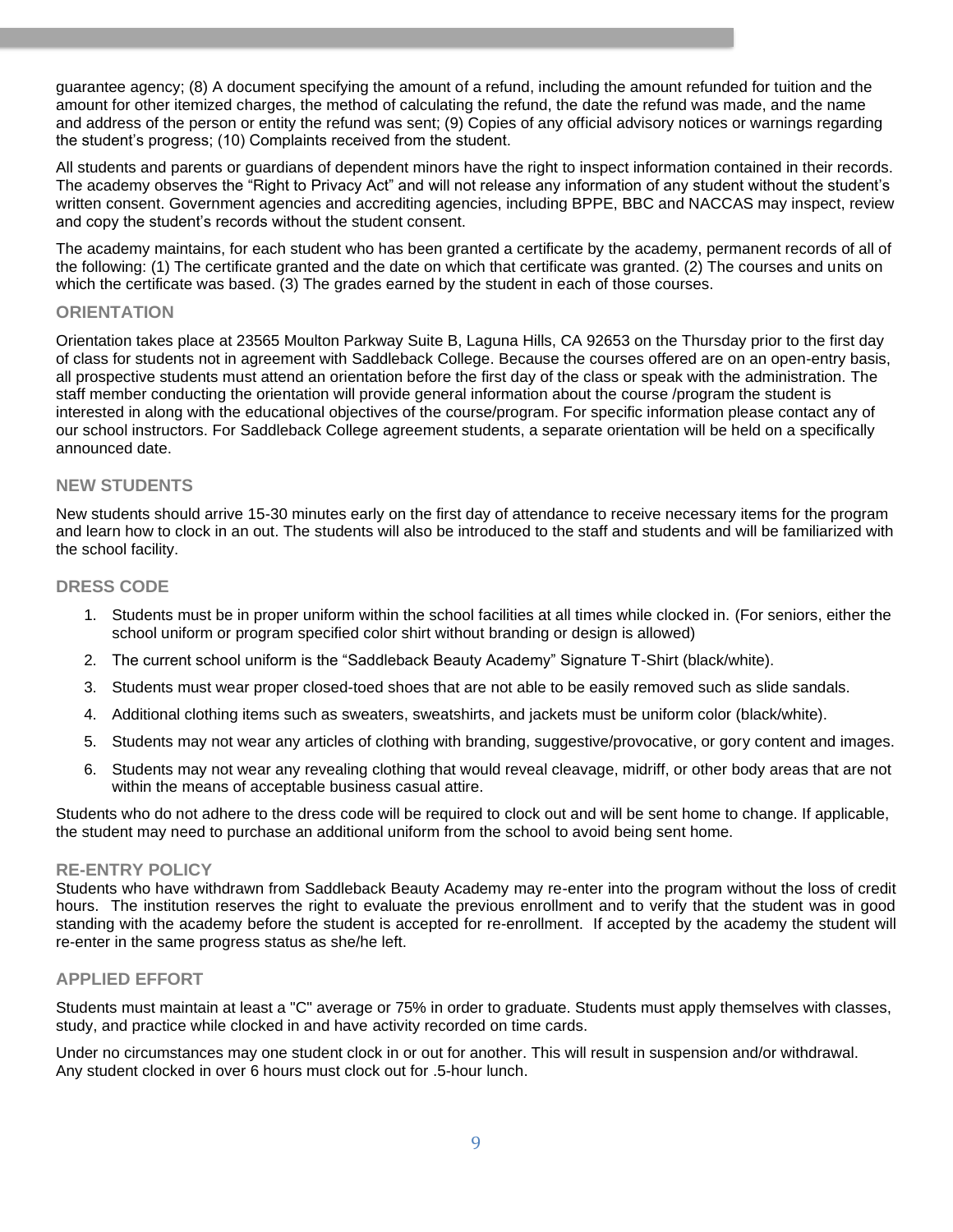guarantee agency; (8) A document specifying the amount of a refund, including the amount refunded for tuition and the amount for other itemized charges, the method of calculating the refund, the date the refund was made, and the name and address of the person or entity the refund was sent; (9) Copies of any official advisory notices or warnings regarding the student's progress; (10) Complaints received from the student.

All students and parents or guardians of dependent minors have the right to inspect information contained in their records. The academy observes the "Right to Privacy Act" and will not release any information of any student without the student's written consent. Government agencies and accrediting agencies, including BPPE, BBC and NACCAS may inspect, review and copy the student's records without the student consent.

The academy maintains, for each student who has been granted a certificate by the academy, permanent records of all of the following: (1) The certificate granted and the date on which that certificate was granted. (2) The courses and units on which the certificate was based. (3) The grades earned by the student in each of those courses.

## ORIENTATION

Orientation takes place at 23565 Moulton Parkway Suite B, Laguna Hills, CA 92653 on the Thursday prior to the first day of class for students not in agreement with Saddleback College. Because the courses offered are on an open-entry basis, all prospective students must attend an orientation before the first day of the class or speak with the administration. The staff member conducting the orientation will provide general information about the course /program the student is interested in along with the educational objectives of the course/program. For specific information please contact any of our school instructors. For Saddleback College agreement students, a separate orientation will be held on a specifically announced date.

## NEW STUDENTS

New students should arrive 15-30 minutes early on the first day of attendance to receive necessary items for the program and learn how to clock in an out. The students will also be introduced to the staff and students and will be familiarized with the school facility.

## DRESS CODE

1. Students must be in proper uniform within the school facilities at all times while clocked in. (For seniors, either the school uniform or program specified color shirt without branding or design is allowed)
2. The current school uniform is the "Saddleback Beauty Academy" Signature T-Shirt (black/white).
3. Students must wear proper closed-toed shoes that are not able to be easily removed such as slide sandals.
4. Additional clothing items such as sweaters, sweatshirts, and jackets must be uniform color (black/white).
5. Students may not wear any articles of clothing with branding, suggestive/provocative, or gory content and images.
6. Students may not wear any revealing clothing that would reveal cleavage, midriff, or other body areas that are not within the means of acceptable business casual attire.

Students who do not adhere to the dress code will be required to clock out and will be sent home to change. If applicable, the student may need to purchase an additional uniform from the school to avoid being sent home.

## RE-ENTRY POLICY

Students who have withdrawn from Saddleback Beauty Academy may re-enter into the program without the loss of credit hours. The institution reserves the right to evaluate the previous enrollment and to verify that the student was in good standing with the academy before the student is accepted for re-enrollment. If accepted by the academy the student will re-enter in the same progress status as she/he left.

## APPLIED EFFORT

Students must maintain at least a "C" average or 75% in order to graduate. Students must apply themselves with classes, study, and practice while clocked in and have activity recorded on time cards.

Under no circumstances may one student clock in or out for another. This will result in suspension and/or withdrawal. Any student clocked in over 6 hours must clock out for .5-hour lunch.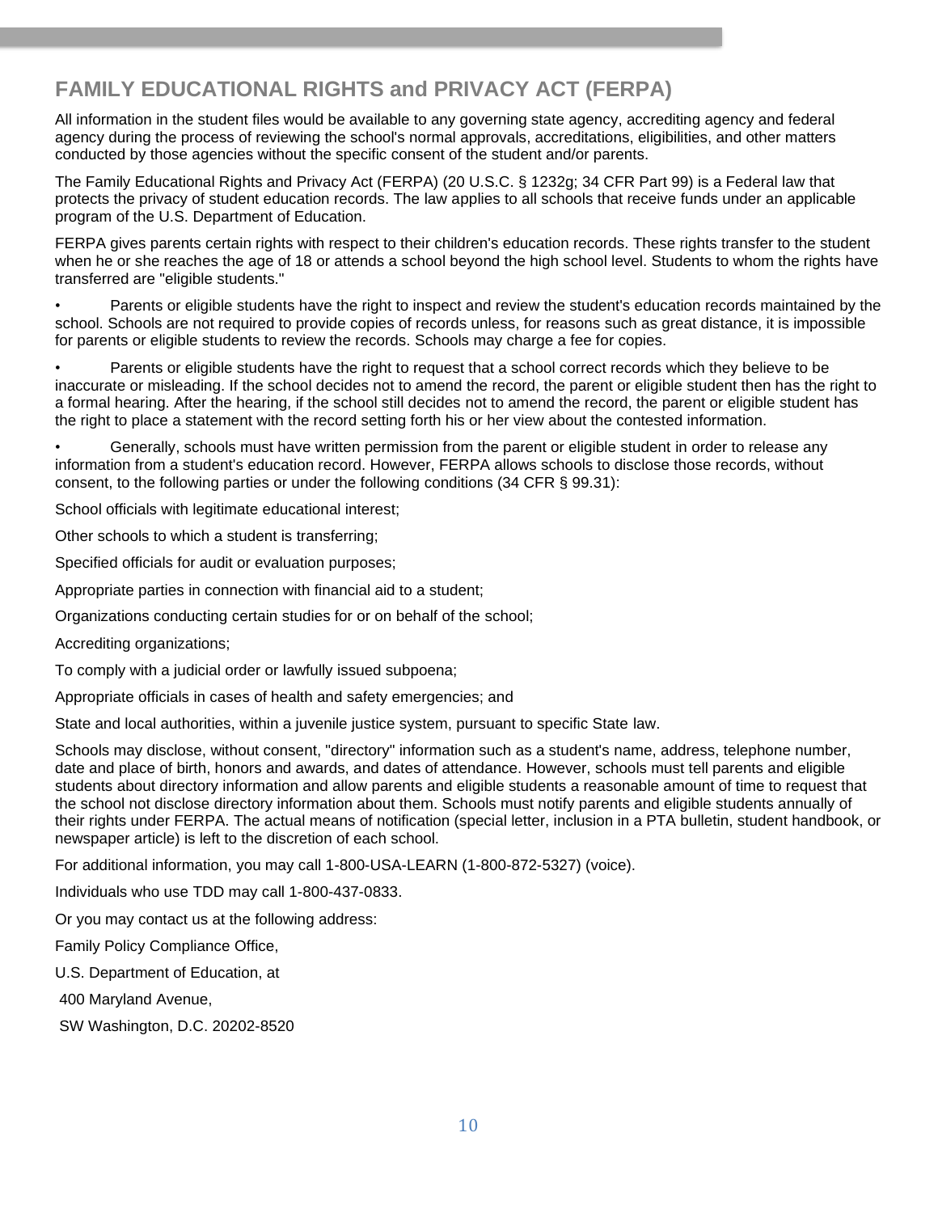## FAMILY EDUCATIONAL RIGHTS and PRIVACY ACT (FERPA)

All information in the student files would be available to any governing state agency, accrediting agency and federal agency during the process of reviewing the school's normal approvals, accreditations, eligibilities, and other matters conducted by those agencies without the specific consent of the student and/or parents.

The Family Educational Rights and Privacy Act (FERPA) (20 U.S.C. § 1232g; 34 CFR Part 99) is a Federal law that protects the privacy of student education records. The law applies to all schools that receive funds under an applicable program of the U.S. Department of Education.

FERPA gives parents certain rights with respect to their children's education records. These rights transfer to the student when he or she reaches the age of 18 or attends a school beyond the high school level. Students to whom the rights have transferred are "eligible students."

- Parents or eligible students have the right to inspect and review the student's education records maintained by the school. Schools are not required to provide copies of records unless, for reasons such as great distance, it is impossible for parents or eligible students to review the records. Schools may charge a fee for copies.
- Parents or eligible students have the right to request that a school correct records which they believe to be inaccurate or misleading. If the school decides not to amend the record, the parent or eligible student then has the right to a formal hearing. After the hearing, if the school still decides not to amend the record, the parent or eligible student has the right to place a statement with the record setting forth his or her view about the contested information.
- Generally, schools must have written permission from the parent or eligible student in order to release any information from a student's education record. However, FERPA allows schools to disclose those records, without consent, to the following parties or under the following conditions (34 CFR § 99.31):

School officials with legitimate educational interest;

Other schools to which a student is transferring;

Specified officials for audit or evaluation purposes;

Appropriate parties in connection with financial aid to a student;

Organizations conducting certain studies for or on behalf of the school;

Accrediting organizations;

To comply with a judicial order or lawfully issued subpoena;

Appropriate officials in cases of health and safety emergencies; and

State and local authorities, within a juvenile justice system, pursuant to specific State law.

Schools may disclose, without consent, "directory" information such as a student's name, address, telephone number, date and place of birth, honors and awards, and dates of attendance. However, schools must tell parents and eligible students about directory information and allow parents and eligible students a reasonable amount of time to request that the school not disclose directory information about them. Schools must notify parents and eligible students annually of their rights under FERPA. The actual means of notification (special letter, inclusion in a PTA bulletin, student handbook, or newspaper article) is left to the discretion of each school.

For additional information, you may call 1-800-USA-LEARN (1-800-872-5327) (voice).

Individuals who use TDD may call 1-800-437-0833.

Or you may contact us at the following address:

Family Policy Compliance Office,

U.S. Department of Education, at

400 Maryland Avenue,

SW Washington, D.C. 20202-8520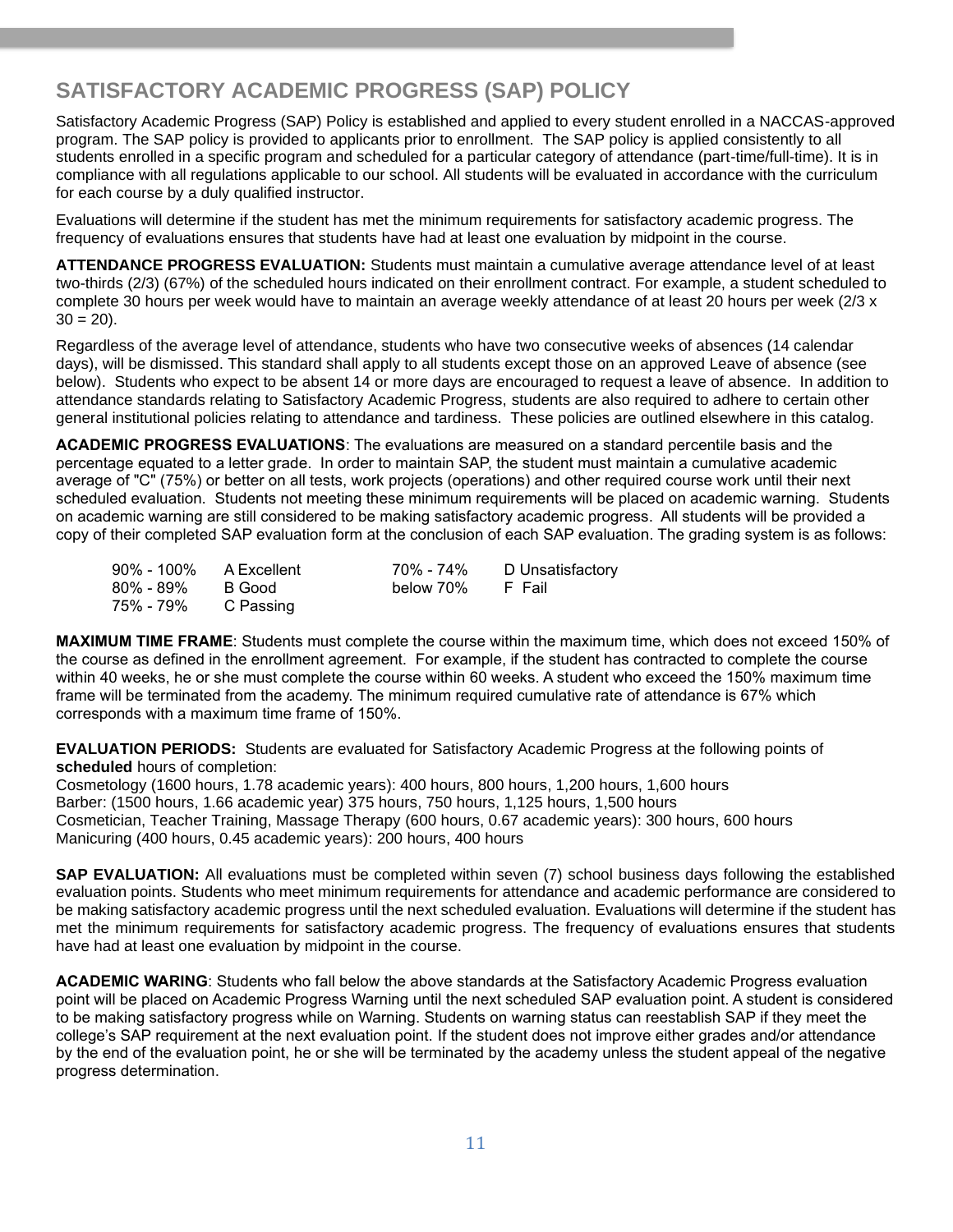## SATISFACTORY ACADEMIC PROGRESS (SAP) POLICY

Satisfactory Academic Progress (SAP) Policy is established and applied to every student enrolled in a NACCAS-approved program. The SAP policy is provided to applicants prior to enrollment. The SAP policy is applied consistently to all students enrolled in a specific program and scheduled for a particular category of attendance (part-time/full-time). It is in compliance with all regulations applicable to our school. All students will be evaluated in accordance with the curriculum for each course by a duly qualified instructor.

Evaluations will determine if the student has met the minimum requirements for satisfactory academic progress. The frequency of evaluations ensures that students have had at least one evaluation by midpoint in the course.

**ATTENDANCE PROGRESS EVALUATION:** Students must maintain a cumulative average attendance level of at least two-thirds (2/3) (67%) of the scheduled hours indicated on their enrollment contract. For example, a student scheduled to complete 30 hours per week would have to maintain an average weekly attendance of at least 20 hours per week (2/3 x 30 = 20).

Regardless of the average level of attendance, students who have two consecutive weeks of absences (14 calendar days), will be dismissed. This standard shall apply to all students except those on an approved Leave of absence (see below). Students who expect to be absent 14 or more days are encouraged to request a leave of absence. In addition to attendance standards relating to Satisfactory Academic Progress, students are also required to adhere to certain other general institutional policies relating to attendance and tardiness. These policies are outlined elsewhere in this catalog.

**ACADEMIC PROGRESS EVALUATIONS**: The evaluations are measured on a standard percentile basis and the percentage equated to a letter grade. In order to maintain SAP, the student must maintain a cumulative academic average of "C" (75%) or better on all tests, work projects (operations) and other required course work until their next scheduled evaluation. Students not meeting these minimum requirements will be placed on academic warning. Students on academic warning are still considered to be making satisfactory academic progress. All students will be provided a copy of their completed SAP evaluation form at the conclusion of each SAP evaluation. The grading system is as follows:

| | | | |
|---|---|---|---|
| 90% - 100% | A Excellent | 70% - 74% | D Unsatisfactory |
| 80% - 89% | B Good | below 70% | F Fail |
| 75% - 79% | C Passing | | |

**MAXIMUM TIME FRAME**: Students must complete the course within the maximum time, which does not exceed 150% of the course as defined in the enrollment agreement. For example, if the student has contracted to complete the course within 40 weeks, he or she must complete the course within 60 weeks. A student who exceed the 150% maximum time frame will be terminated from the academy. The minimum required cumulative rate of attendance is 67% which corresponds with a maximum time frame of 150%.

**EVALUATION PERIODS:** Students are evaluated for Satisfactory Academic Progress at the following points of **scheduled** hours of completion:
Cosmetology (1600 hours, 1.78 academic years): 400 hours, 800 hours, 1,200 hours, 1,600 hours
Barber: (1500 hours, 1.66 academic year) 375 hours, 750 hours, 1,125 hours, 1,500 hours
Cosmetician, Teacher Training, Massage Therapy (600 hours, 0.67 academic years): 300 hours, 600 hours
Manicuring (400 hours, 0.45 academic years): 200 hours, 400 hours

**SAP EVALUATION:** All evaluations must be completed within seven (7) school business days following the established evaluation points. Students who meet minimum requirements for attendance and academic performance are considered to be making satisfactory academic progress until the next scheduled evaluation. Evaluations will determine if the student has met the minimum requirements for satisfactory academic progress. The frequency of evaluations ensures that students have had at least one evaluation by midpoint in the course.

**ACADEMIC WARING**: Students who fall below the above standards at the Satisfactory Academic Progress evaluation point will be placed on Academic Progress Warning until the next scheduled SAP evaluation point. A student is considered to be making satisfactory progress while on Warning. Students on warning status can reestablish SAP if they meet the college's SAP requirement at the next evaluation point. If the student does not improve either grades and/or attendance by the end of the evaluation point, he or she will be terminated by the academy unless the student appeal of the negative progress determination.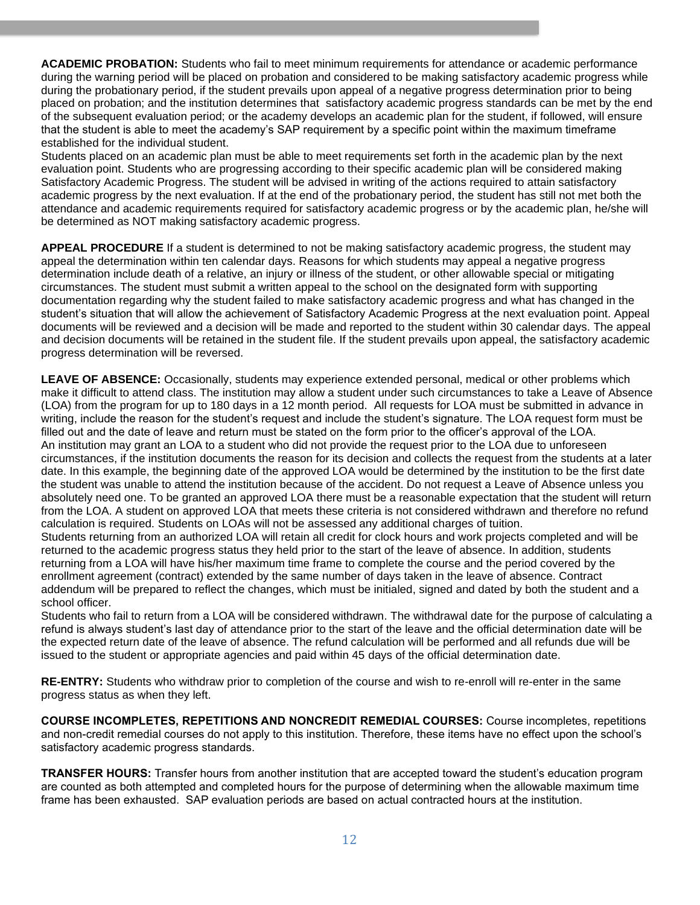**ACADEMIC PROBATION:** Students who fail to meet minimum requirements for attendance or academic performance during the warning period will be placed on probation and considered to be making satisfactory academic progress while during the probationary period, if the student prevails upon appeal of a negative progress determination prior to being placed on probation; and the institution determines that satisfactory academic progress standards can be met by the end of the subsequent evaluation period; or the academy develops an academic plan for the student, if followed, will ensure that the student is able to meet the academy's SAP requirement by a specific point within the maximum timeframe established for the individual student.
Students placed on an academic plan must be able to meet requirements set forth in the academic plan by the next evaluation point. Students who are progressing according to their specific academic plan will be considered making Satisfactory Academic Progress. The student will be advised in writing of the actions required to attain satisfactory academic progress by the next evaluation. If at the end of the probationary period, the student has still not met both the attendance and academic requirements required for satisfactory academic progress or by the academic plan, he/she will be determined as NOT making satisfactory academic progress.

**APPEAL PROCEDURE** If a student is determined to not be making satisfactory academic progress, the student may appeal the determination within ten calendar days. Reasons for which students may appeal a negative progress determination include death of a relative, an injury or illness of the student, or other allowable special or mitigating circumstances. The student must submit a written appeal to the school on the designated form with supporting documentation regarding why the student failed to make satisfactory academic progress and what has changed in the student's situation that will allow the achievement of Satisfactory Academic Progress at the next evaluation point. Appeal documents will be reviewed and a decision will be made and reported to the student within 30 calendar days. The appeal and decision documents will be retained in the student file. If the student prevails upon appeal, the satisfactory academic progress determination will be reversed.

**LEAVE OF ABSENCE:** Occasionally, students may experience extended personal, medical or other problems which make it difficult to attend class. The institution may allow a student under such circumstances to take a Leave of Absence (LOA) from the program for up to 180 days in a 12 month period. All requests for LOA must be submitted in advance in writing, include the reason for the student's request and include the student's signature. The LOA request form must be filled out and the date of leave and return must be stated on the form prior to the officer's approval of the LOA.
An institution may grant an LOA to a student who did not provide the request prior to the LOA due to unforeseen circumstances, if the institution documents the reason for its decision and collects the request from the students at a later date. In this example, the beginning date of the approved LOA would be determined by the institution to be the first date the student was unable to attend the institution because of the accident. Do not request a Leave of Absence unless you absolutely need one. To be granted an approved LOA there must be a reasonable expectation that the student will return from the LOA. A student on approved LOA that meets these criteria is not considered withdrawn and therefore no refund calculation is required. Students on LOAs will not be assessed any additional charges of tuition.
Students returning from an authorized LOA will retain all credit for clock hours and work projects completed and will be returned to the academic progress status they held prior to the start of the leave of absence. In addition, students returning from a LOA will have his/her maximum time frame to complete the course and the period covered by the enrollment agreement (contract) extended by the same number of days taken in the leave of absence. Contract addendum will be prepared to reflect the changes, which must be initialed, signed and dated by both the student and a school officer.
Students who fail to return from a LOA will be considered withdrawn. The withdrawal date for the purpose of calculating a refund is always student's last day of attendance prior to the start of the leave and the official determination date will be the expected return date of the leave of absence. The refund calculation will be performed and all refunds due will be issued to the student or appropriate agencies and paid within 45 days of the official determination date.

**RE-ENTRY:** Students who withdraw prior to completion of the course and wish to re-enroll will re-enter in the same progress status as when they left.

**COURSE INCOMPLETES, REPETITIONS AND NONCREDIT REMEDIAL COURSES:** Course incompletes, repetitions and non-credit remedial courses do not apply to this institution. Therefore, these items have no effect upon the school's satisfactory academic progress standards.

**TRANSFER HOURS:** Transfer hours from another institution that are accepted toward the student's education program are counted as both attempted and completed hours for the purpose of determining when the allowable maximum time frame has been exhausted. SAP evaluation periods are based on actual contracted hours at the institution.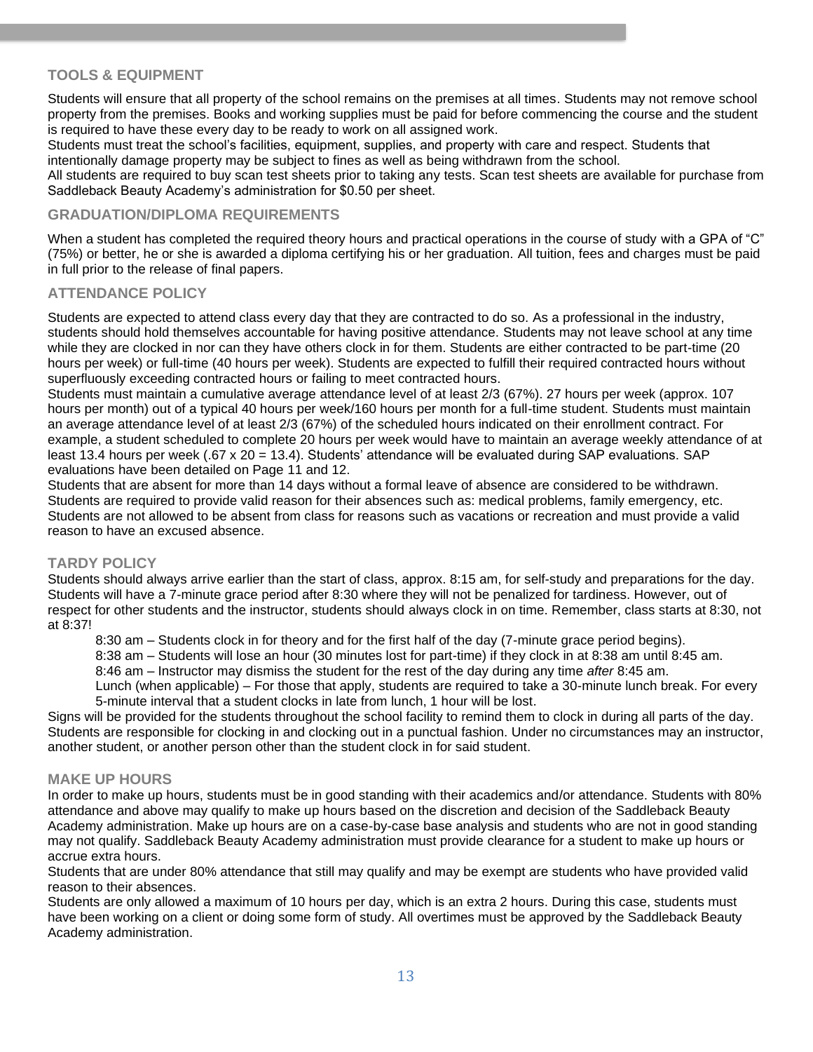## TOOLS & EQUIPMENT

Students will ensure that all property of the school remains on the premises at all times. Students may not remove school property from the premises. Books and working supplies must be paid for before commencing the course and the student is required to have these every day to be ready to work on all assigned work.

Students must treat the school's facilities, equipment, supplies, and property with care and respect. Students that intentionally damage property may be subject to fines as well as being withdrawn from the school.

All students are required to buy scan test sheets prior to taking any tests. Scan test sheets are available for purchase from Saddleback Beauty Academy's administration for $0.50 per sheet.

## GRADUATION/DIPLOMA REQUIREMENTS

When a student has completed the required theory hours and practical operations in the course of study with a GPA of "C" (75%) or better, he or she is awarded a diploma certifying his or her graduation. All tuition, fees and charges must be paid in full prior to the release of final papers.

## ATTENDANCE POLICY

Students are expected to attend class every day that they are contracted to do so. As a professional in the industry, students should hold themselves accountable for having positive attendance. Students may not leave school at any time while they are clocked in nor can they have others clock in for them. Students are either contracted to be part-time (20 hours per week) or full-time (40 hours per week). Students are expected to fulfill their required contracted hours without superfluously exceeding contracted hours or failing to meet contracted hours.

Students must maintain a cumulative average attendance level of at least 2/3 (67%). 27 hours per week (approx. 107 hours per month) out of a typical 40 hours per week/160 hours per month for a full-time student. Students must maintain an average attendance level of at least 2/3 (67%) of the scheduled hours indicated on their enrollment contract. For example, a student scheduled to complete 20 hours per week would have to maintain an average weekly attendance of at least 13.4 hours per week (.67 x 20 = 13.4). Students' attendance will be evaluated during SAP evaluations. SAP evaluations have been detailed on Page 11 and 12.

Students that are absent for more than 14 days without a formal leave of absence are considered to be withdrawn. Students are required to provide valid reason for their absences such as: medical problems, family emergency, etc. Students are not allowed to be absent from class for reasons such as vacations or recreation and must provide a valid reason to have an excused absence.

## TARDY POLICY

Students should always arrive earlier than the start of class, approx. 8:15 am, for self-study and preparations for the day. Students will have a 7-minute grace period after 8:30 where they will not be penalized for tardiness. However, out of respect for other students and the instructor, students should always clock in on time. Remember, class starts at 8:30, not at 8:37!

- 8:30 am – Students clock in for theory and for the first half of the day (7-minute grace period begins).
- 8:38 am – Students will lose an hour (30 minutes lost for part-time) if they clock in at 8:38 am until 8:45 am.
- 8:46 am – Instructor may dismiss the student for the rest of the day during any time *after* 8:45 am.
- Lunch (when applicable) – For those that apply, students are required to take a 30-minute lunch break. For every 5-minute interval that a student clocks in late from lunch, 1 hour will be lost.

Signs will be provided for the students throughout the school facility to remind them to clock in during all parts of the day. Students are responsible for clocking in and clocking out in a punctual fashion. Under no circumstances may an instructor, another student, or another person other than the student clock in for said student.

## MAKE UP HOURS

In order to make up hours, students must be in good standing with their academics and/or attendance. Students with 80% attendance and above may qualify to make up hours based on the discretion and decision of the Saddleback Beauty Academy administration. Make up hours are on a case-by-case base analysis and students who are not in good standing may not qualify. Saddleback Beauty Academy administration must provide clearance for a student to make up hours or accrue extra hours.

Students that are under 80% attendance that still may qualify and may be exempt are students who have provided valid reason to their absences.

Students are only allowed a maximum of 10 hours per day, which is an extra 2 hours. During this case, students must have been working on a client or doing some form of study. All overtimes must be approved by the Saddleback Beauty Academy administration.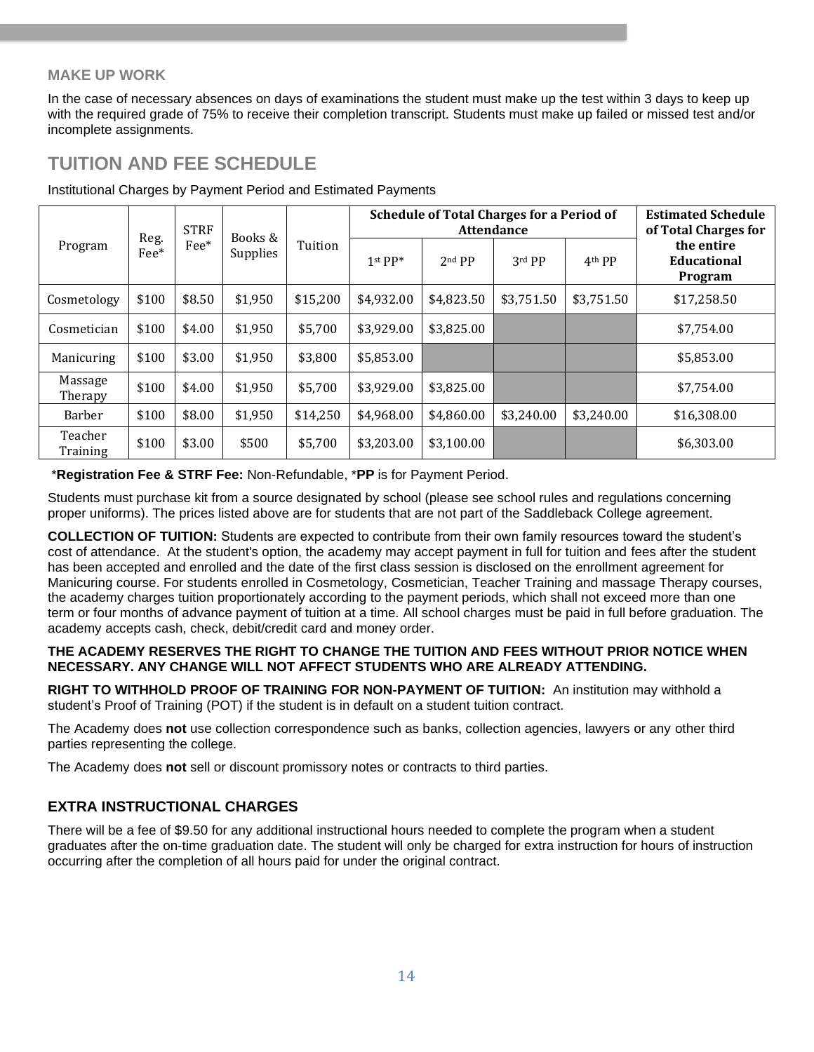### MAKE UP WORK

In the case of necessary absences on days of examinations the student must make up the test within 3 days to keep up with the required grade of 75% to receive their completion transcript. Students must make up failed or missed test and/or incomplete assignments.

## TUITION AND FEE SCHEDULE

Institutional Charges by Payment Period and Estimated Payments

| Program | Reg. Fee* | STRF Fee* | Books & Supplies | Tuition | Schedule of Total Charges for a Period of Attendance | | | | Estimated Schedule of Total Charges for the entire Educational Program |
|---|---|---|---|---|---|---|---|---|---|
| | | | | | 1st PP* | 2nd PP | 3rd PP | 4th PP | |
| Cosmetology | $100 | $8.50 | $1,950 | $15,200 | $4,932.00 | $4,823.50 | $3,751.50 | $3,751.50 | $17,258.50 |
| Cosmetician | $100 | $4.00 | $1,950 | $5,700 | $3,929.00 | $3,825.00 | | | $7,754.00 |
| Manicuring | $100 | $3.00 | $1,950 | $3,800 | $5,853.00 | | | | $5,853.00 |
| Massage Therapy | $100 | $4.00 | $1,950 | $5,700 | $3,929.00 | $3,825.00 | | | $7,754.00 |
| Barber | $100 | $8.00 | $1,950 | $14,250 | $4,968.00 | $4,860.00 | $3,240.00 | $3,240.00 | $16,308.00 |
| Teacher Training | $100 | $3.00 | $500 | $5,700 | $3,203.00 | $3,100.00 | | | $6,303.00 |

*__Registration Fee & STRF Fee:__ Non-Refundable, *__PP__ is for Payment Period.

Students must purchase kit from a source designated by school (please see school rules and regulations concerning proper uniforms). The prices listed above are for students that are not part of the Saddleback College agreement.

**COLLECTION OF TUITION:** Students are expected to contribute from their own family resources toward the student's cost of attendance. At the student's option, the academy may accept payment in full for tuition and fees after the student has been accepted and enrolled and the date of the first class session is disclosed on the enrollment agreement for Manicuring course. For students enrolled in Cosmetology, Cosmetician, Teacher Training and massage Therapy courses, the academy charges tuition proportionately according to the payment periods, which shall not exceed more than one term or four months of advance payment of tuition at a time. All school charges must be paid in full before graduation. The academy accepts cash, check, debit/credit card and money order.

**THE ACADEMY RESERVES THE RIGHT TO CHANGE THE TUITION AND FEES WITHOUT PRIOR NOTICE WHEN NECESSARY. ANY CHANGE WILL NOT AFFECT STUDENTS WHO ARE ALREADY ATTENDING.**

**RIGHT TO WITHHOLD PROOF OF TRAINING FOR NON-PAYMENT OF TUITION:** An institution may withhold a student's Proof of Training (POT) if the student is in default on a student tuition contract.

The Academy does **not** use collection correspondence such as banks, collection agencies, lawyers or any other third parties representing the college.

The Academy does **not** sell or discount promissory notes or contracts to third parties.

### EXTRA INSTRUCTIONAL CHARGES

There will be a fee of $9.50 for any additional instructional hours needed to complete the program when a student graduates after the on-time graduation date. The student will only be charged for extra instruction for hours of instruction occurring after the completion of all hours paid for under the original contract.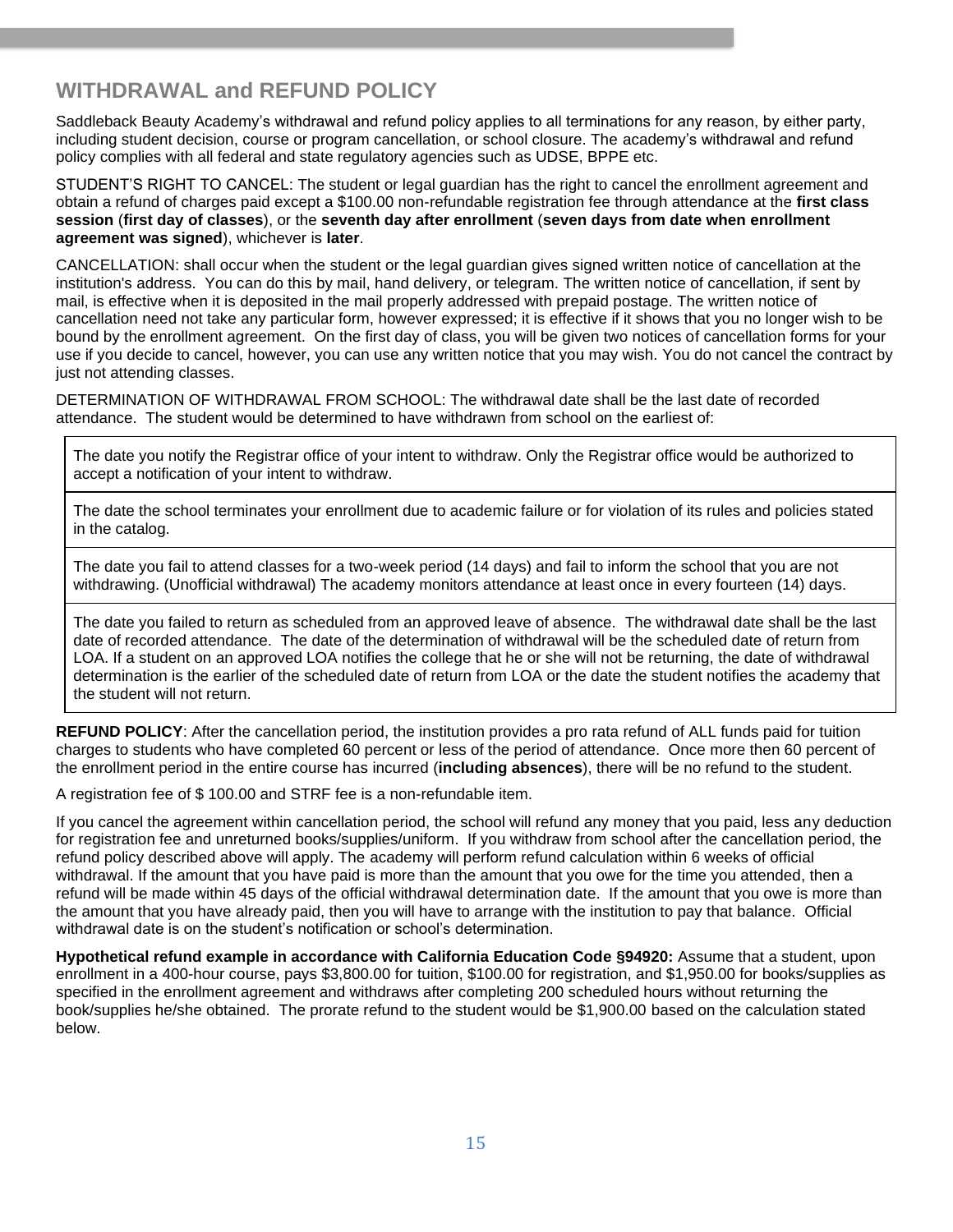## WITHDRAWAL and REFUND POLICY

Saddleback Beauty Academy's withdrawal and refund policy applies to all terminations for any reason, by either party, including student decision, course or program cancellation, or school closure. The academy's withdrawal and refund policy complies with all federal and state regulatory agencies such as UDSE, BPPE etc.

STUDENT'S RIGHT TO CANCEL: The student or legal guardian has the right to cancel the enrollment agreement and obtain a refund of charges paid except a $100.00 non-refundable registration fee through attendance at the **first class session** (**first day of classes**), or the **seventh day after enrollment** (**seven days from date when enrollment agreement was signed**), whichever is **later**.

CANCELLATION: shall occur when the student or the legal guardian gives signed written notice of cancellation at the institution's address. You can do this by mail, hand delivery, or telegram. The written notice of cancellation, if sent by mail, is effective when it is deposited in the mail properly addressed with prepaid postage. The written notice of cancellation need not take any particular form, however expressed; it is effective if it shows that you no longer wish to be bound by the enrollment agreement. On the first day of class, you will be given two notices of cancellation forms for your use if you decide to cancel, however, you can use any written notice that you may wish. You do not cancel the contract by just not attending classes.

DETERMINATION OF WITHDRAWAL FROM SCHOOL: The withdrawal date shall be the last date of recorded attendance. The student would be determined to have withdrawn from school on the earliest of:

| |
|---|
| The date you notify the Registrar office of your intent to withdraw. Only the Registrar office would be authorized to accept a notification of your intent to withdraw. |
| The date the school terminates your enrollment due to academic failure or for violation of its rules and policies stated in the catalog. |
| The date you fail to attend classes for a two-week period (14 days) and fail to inform the school that you are not withdrawing. (Unofficial withdrawal) The academy monitors attendance at least once in every fourteen (14) days. |
| The date you failed to return as scheduled from an approved leave of absence. The withdrawal date shall be the last date of recorded attendance. The date of the determination of withdrawal will be the scheduled date of return from LOA. If a student on an approved LOA notifies the college that he or she will not be returning, the date of withdrawal determination is the earlier of the scheduled date of return from LOA or the date the student notifies the academy that the student will not return. |

**REFUND POLICY**: After the cancellation period, the institution provides a pro rata refund of ALL funds paid for tuition charges to students who have completed 60 percent or less of the period of attendance. Once more then 60 percent of the enrollment period in the entire course has incurred (**including absences**), there will be no refund to the student.

A registration fee of $ 100.00 and STRF fee is a non-refundable item.

If you cancel the agreement within cancellation period, the school will refund any money that you paid, less any deduction for registration fee and unreturned books/supplies/uniform. If you withdraw from school after the cancellation period, the refund policy described above will apply. The academy will perform refund calculation within 6 weeks of official withdrawal. If the amount that you have paid is more than the amount that you owe for the time you attended, then a refund will be made within 45 days of the official withdrawal determination date. If the amount that you owe is more than the amount that you have already paid, then you will have to arrange with the institution to pay that balance. Official withdrawal date is on the student's notification or school's determination.

**Hypothetical refund example in accordance with California Education Code §94920:** Assume that a student, upon enrollment in a 400-hour course, pays $3,800.00 for tuition, $100.00 for registration, and $1,950.00 for books/supplies as specified in the enrollment agreement and withdraws after completing 200 scheduled hours without returning the book/supplies he/she obtained. The prorate refund to the student would be $1,900.00 based on the calculation stated below.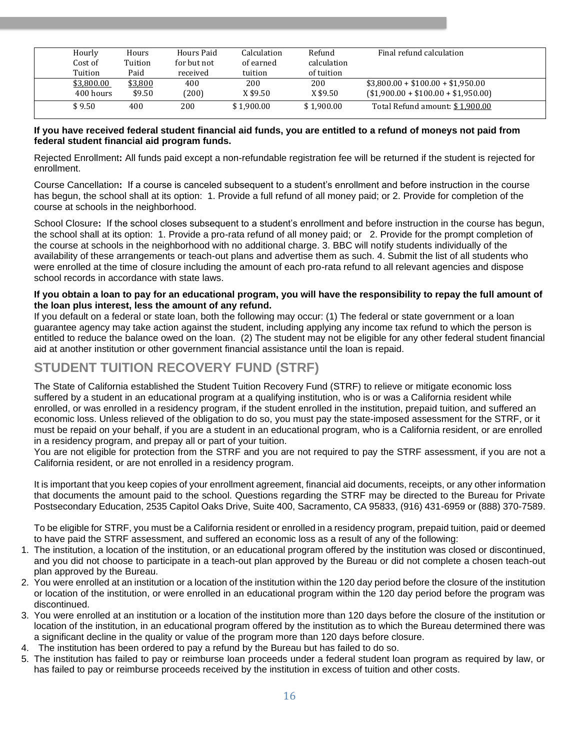| Hourly Cost of Tuition | Hours Tuition Paid | Hours Paid for but not received | Calculation of earned tuition | Refund calculation of tuition | Final refund calculation |
|---|---|---|---|---|---|
| $3,800.00 / 400 hours | $3,800 / $9.50 | 400 (200) | 200 X $9.50 | 200 X $9.50 | $3,800.00 + $100.00 + $1,950.00 ($1,900.00 + $100.00 + $1,950.00) |
| $ 9.50 | 400 | 200 | $ 1,900.00 | $ 1,900.00 | Total Refund amount: $ 1,900.00 |

**If you have received federal student financial aid funds, you are entitled to a refund of moneys not paid from federal student financial aid program funds.**

Rejected Enrollment**:** All funds paid except a non-refundable registration fee will be returned if the student is rejected for enrollment.

Course Cancellation**:** If a course is canceled subsequent to a student's enrollment and before instruction in the course has begun, the school shall at its option: 1. Provide a full refund of all money paid; or 2. Provide for completion of the course at schools in the neighborhood.

School Closure**:** If the school closes subsequent to a student's enrollment and before instruction in the course has begun, the school shall at its option: 1. Provide a pro-rata refund of all money paid; or 2. Provide for the prompt completion of the course at schools in the neighborhood with no additional charge. 3. BBC will notify students individually of the availability of these arrangements or teach-out plans and advertise them as such. 4. Submit the list of all students who were enrolled at the time of closure including the amount of each pro-rata refund to all relevant agencies and dispose school records in accordance with state laws.

**If you obtain a loan to pay for an educational program, you will have the responsibility to repay the full amount of the loan plus interest, less the amount of any refund.**
If you default on a federal or state loan, both the following may occur: (1) The federal or state government or a loan guarantee agency may take action against the student, including applying any income tax refund to which the person is entitled to reduce the balance owed on the loan. (2) The student may not be eligible for any other federal student financial aid at another institution or other government financial assistance until the loan is repaid.

## STUDENT TUITION RECOVERY FUND (STRF)

The State of California established the Student Tuition Recovery Fund (STRF) to relieve or mitigate economic loss suffered by a student in an educational program at a qualifying institution, who is or was a California resident while enrolled, or was enrolled in a residency program, if the student enrolled in the institution, prepaid tuition, and suffered an economic loss. Unless relieved of the obligation to do so, you must pay the state-imposed assessment for the STRF, or it must be repaid on your behalf, if you are a student in an educational program, who is a California resident, or are enrolled in a residency program, and prepay all or part of your tuition.
You are not eligible for protection from the STRF and you are not required to pay the STRF assessment, if you are not a California resident, or are not enrolled in a residency program.

It is important that you keep copies of your enrollment agreement, financial aid documents, receipts, or any other information that documents the amount paid to the school. Questions regarding the STRF may be directed to the Bureau for Private Postsecondary Education, 2535 Capitol Oaks Drive, Suite 400, Sacramento, CA 95833, (916) 431-6959 or (888) 370-7589.

To be eligible for STRF, you must be a California resident or enrolled in a residency program, prepaid tuition, paid or deemed to have paid the STRF assessment, and suffered an economic loss as a result of any of the following:

1. The institution, a location of the institution, or an educational program offered by the institution was closed or discontinued, and you did not choose to participate in a teach-out plan approved by the Bureau or did not complete a chosen teach-out plan approved by the Bureau.
2. You were enrolled at an institution or a location of the institution within the 120 day period before the closure of the institution or location of the institution, or were enrolled in an educational program within the 120 day period before the program was discontinued.
3. You were enrolled at an institution or a location of the institution more than 120 days before the closure of the institution or location of the institution, in an educational program offered by the institution as to which the Bureau determined there was a significant decline in the quality or value of the program more than 120 days before closure.
4. The institution has been ordered to pay a refund by the Bureau but has failed to do so.
5. The institution has failed to pay or reimburse loan proceeds under a federal student loan program as required by law, or has failed to pay or reimburse proceeds received by the institution in excess of tuition and other costs.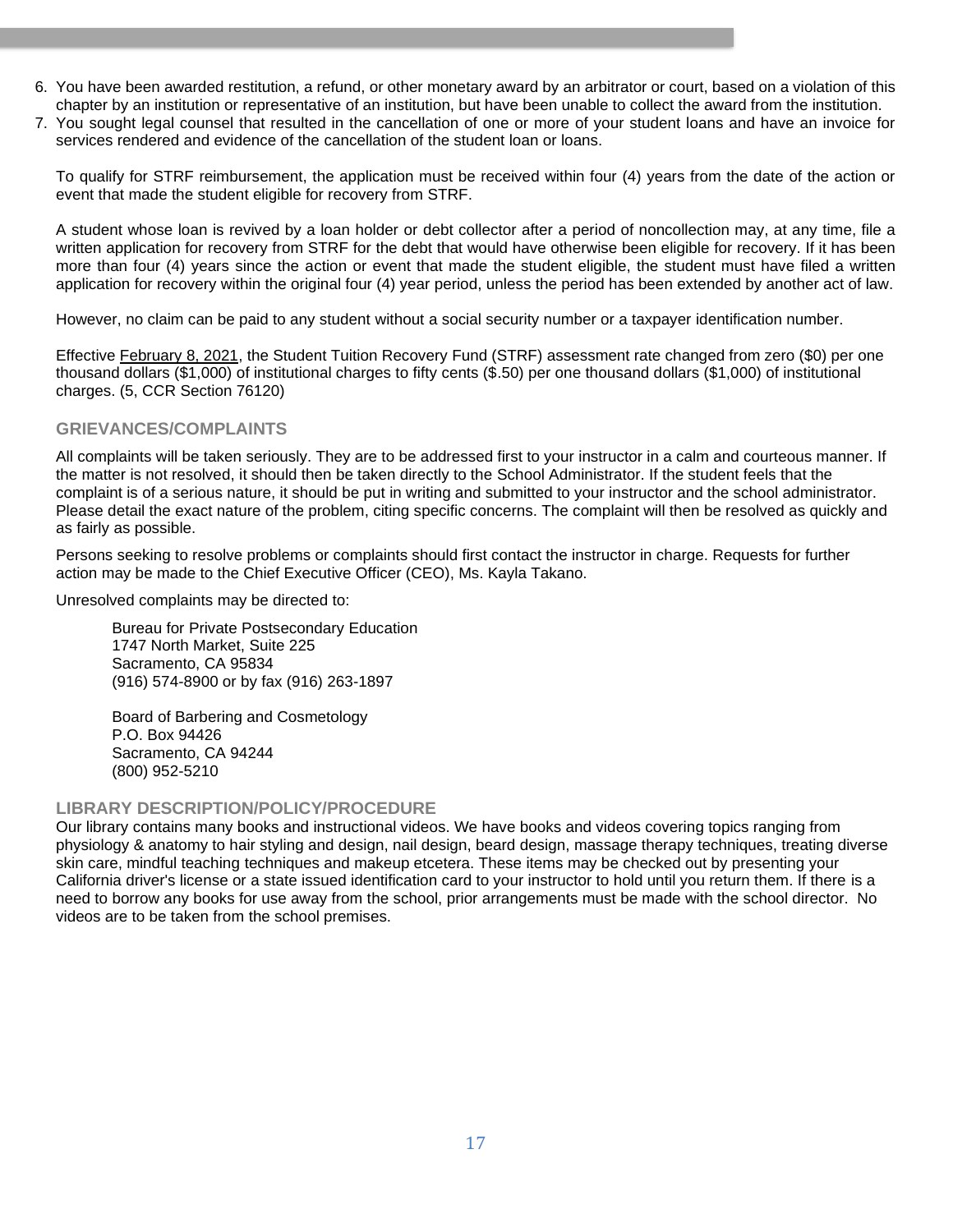6. You have been awarded restitution, a refund, or other monetary award by an arbitrator or court, based on a violation of this chapter by an institution or representative of an institution, but have been unable to collect the award from the institution.
7. You sought legal counsel that resulted in the cancellation of one or more of your student loans and have an invoice for services rendered and evidence of the cancellation of the student loan or loans.

To qualify for STRF reimbursement, the application must be received within four (4) years from the date of the action or event that made the student eligible for recovery from STRF.

A student whose loan is revived by a loan holder or debt collector after a period of noncollection may, at any time, file a written application for recovery from STRF for the debt that would have otherwise been eligible for recovery. If it has been more than four (4) years since the action or event that made the student eligible, the student must have filed a written application for recovery within the original four (4) year period, unless the period has been extended by another act of law.

However, no claim can be paid to any student without a social security number or a taxpayer identification number.

Effective February 8, 2021, the Student Tuition Recovery Fund (STRF) assessment rate changed from zero ($0) per one thousand dollars ($1,000) of institutional charges to fifty cents ($.50) per one thousand dollars ($1,000) of institutional charges. (5, CCR Section 76120)

## GRIEVANCES/COMPLAINTS

All complaints will be taken seriously. They are to be addressed first to your instructor in a calm and courteous manner. If the matter is not resolved, it should then be taken directly to the School Administrator. If the student feels that the complaint is of a serious nature, it should be put in writing and submitted to your instructor and the school administrator. Please detail the exact nature of the problem, citing specific concerns. The complaint will then be resolved as quickly and as fairly as possible.

Persons seeking to resolve problems or complaints should first contact the instructor in charge. Requests for further action may be made to the Chief Executive Officer (CEO), Ms. Kayla Takano.

Unresolved complaints may be directed to:

Bureau for Private Postsecondary Education
1747 North Market, Suite 225
Sacramento, CA 95834
(916) 574-8900 or by fax (916) 263-1897

Board of Barbering and Cosmetology
P.O. Box 94426
Sacramento, CA 94244
(800) 952-5210

## LIBRARY DESCRIPTION/POLICY/PROCEDURE

Our library contains many books and instructional videos. We have books and videos covering topics ranging from physiology & anatomy to hair styling and design, nail design, beard design, massage therapy techniques, treating diverse skin care, mindful teaching techniques and makeup etcetera. These items may be checked out by presenting your California driver's license or a state issued identification card to your instructor to hold until you return them. If there is a need to borrow any books for use away from the school, prior arrangements must be made with the school director. No videos are to be taken from the school premises.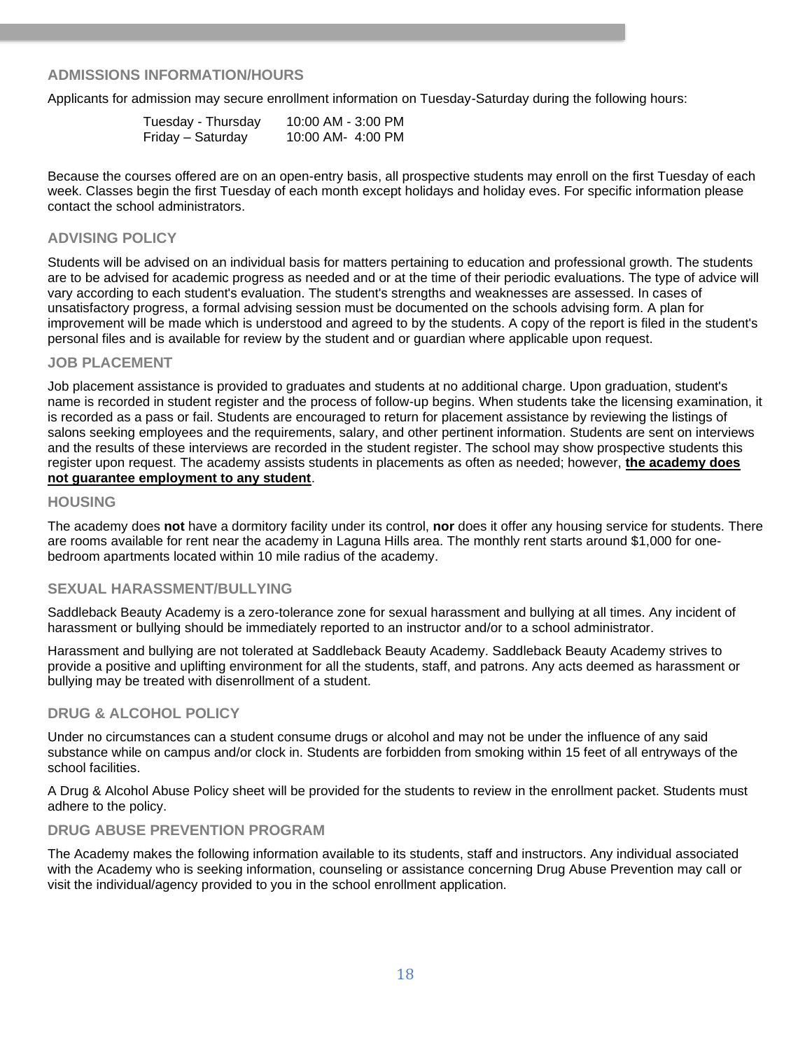## ADMISSIONS INFORMATION/HOURS

Applicants for admission may secure enrollment information on Tuesday-Saturday during the following hours:

| | |
|---|---|
| Tuesday - Thursday | 10:00 AM - 3:00 PM |
| Friday – Saturday | 10:00 AM- 4:00 PM |

Because the courses offered are on an open-entry basis, all prospective students may enroll on the first Tuesday of each week. Classes begin the first Tuesday of each month except holidays and holiday eves. For specific information please contact the school administrators.

## ADVISING POLICY

Students will be advised on an individual basis for matters pertaining to education and professional growth. The students are to be advised for academic progress as needed and or at the time of their periodic evaluations. The type of advice will vary according to each student's evaluation. The student's strengths and weaknesses are assessed. In cases of unsatisfactory progress, a formal advising session must be documented on the schools advising form. A plan for improvement will be made which is understood and agreed to by the students. A copy of the report is filed in the student's personal files and is available for review by the student and or guardian where applicable upon request.

## JOB PLACEMENT

Job placement assistance is provided to graduates and students at no additional charge. Upon graduation, student's name is recorded in student register and the process of follow-up begins. When students take the licensing examination, it is recorded as a pass or fail. Students are encouraged to return for placement assistance by reviewing the listings of salons seeking employees and the requirements, salary, and other pertinent information. Students are sent on interviews and the results of these interviews are recorded in the student register. The school may show prospective students this register upon request. The academy assists students in placements as often as needed; however, **the academy does not guarantee employment to any student**.

## HOUSING

The academy does **not** have a dormitory facility under its control, **nor** does it offer any housing service for students. There are rooms available for rent near the academy in Laguna Hills area. The monthly rent starts around $1,000 for one-bedroom apartments located within 10 mile radius of the academy.

## SEXUAL HARASSMENT/BULLYING

Saddleback Beauty Academy is a zero-tolerance zone for sexual harassment and bullying at all times. Any incident of harassment or bullying should be immediately reported to an instructor and/or to a school administrator.

Harassment and bullying are not tolerated at Saddleback Beauty Academy. Saddleback Beauty Academy strives to provide a positive and uplifting environment for all the students, staff, and patrons. Any acts deemed as harassment or bullying may be treated with disenrollment of a student.

## DRUG & ALCOHOL POLICY

Under no circumstances can a student consume drugs or alcohol and may not be under the influence of any said substance while on campus and/or clock in. Students are forbidden from smoking within 15 feet of all entryways of the school facilities.

A Drug & Alcohol Abuse Policy sheet will be provided for the students to review in the enrollment packet. Students must adhere to the policy.

## DRUG ABUSE PREVENTION PROGRAM

The Academy makes the following information available to its students, staff and instructors. Any individual associated with the Academy who is seeking information, counseling or assistance concerning Drug Abuse Prevention may call or visit the individual/agency provided to you in the school enrollment application.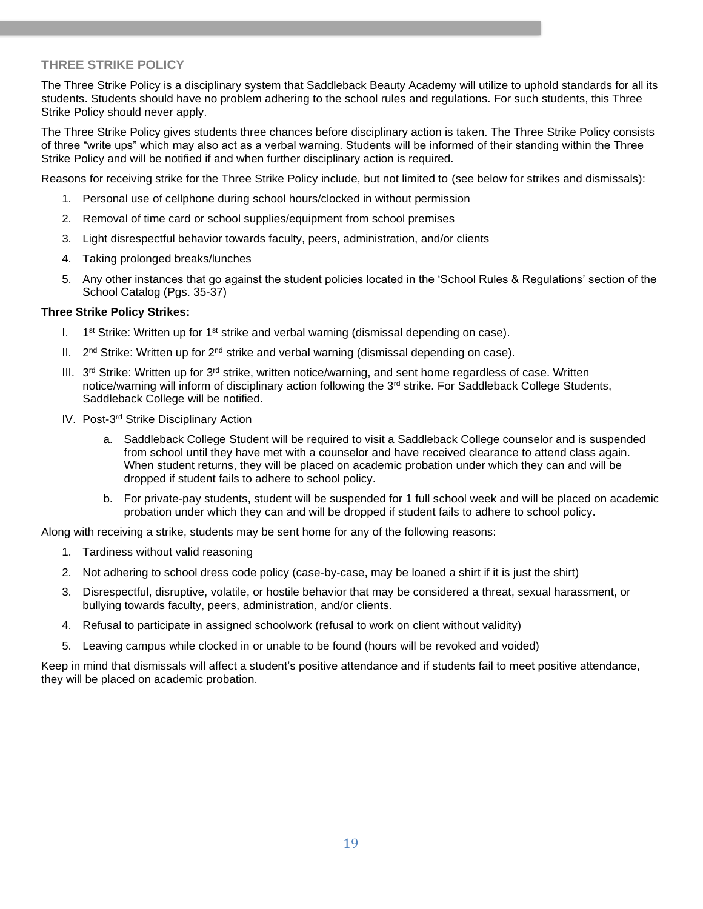## THREE STRIKE POLICY

The Three Strike Policy is a disciplinary system that Saddleback Beauty Academy will utilize to uphold standards for all its students. Students should have no problem adhering to the school rules and regulations. For such students, this Three Strike Policy should never apply.

The Three Strike Policy gives students three chances before disciplinary action is taken. The Three Strike Policy consists of three "write ups" which may also act as a verbal warning. Students will be informed of their standing within the Three Strike Policy and will be notified if and when further disciplinary action is required.

Reasons for receiving strike for the Three Strike Policy include, but not limited to (see below for strikes and dismissals):

1. Personal use of cellphone during school hours/clocked in without permission
2. Removal of time card or school supplies/equipment from school premises
3. Light disrespectful behavior towards faculty, peers, administration, and/or clients
4. Taking prolonged breaks/lunches
5. Any other instances that go against the student policies located in the 'School Rules & Regulations' section of the School Catalog (Pgs. 35-37)

**Three Strike Policy Strikes:**

I. 1st Strike: Written up for 1st strike and verbal warning (dismissal depending on case).

II. 2nd Strike: Written up for 2nd strike and verbal warning (dismissal depending on case).

III. 3rd Strike: Written up for 3rd strike, written notice/warning, and sent home regardless of case. Written notice/warning will inform of disciplinary action following the 3rd strike. For Saddleback College Students, Saddleback College will be notified.

IV. Post-3rd Strike Disciplinary Action

   a. Saddleback College Student will be required to visit a Saddleback College counselor and is suspended from school until they have met with a counselor and have received clearance to attend class again. When student returns, they will be placed on academic probation under which they can and will be dropped if student fails to adhere to school policy.

   b. For private-pay students, student will be suspended for 1 full school week and will be placed on academic probation under which they can and will be dropped if student fails to adhere to school policy.

Along with receiving a strike, students may be sent home for any of the following reasons:

1. Tardiness without valid reasoning
2. Not adhering to school dress code policy (case-by-case, may be loaned a shirt if it is just the shirt)
3. Disrespectful, disruptive, volatile, or hostile behavior that may be considered a threat, sexual harassment, or bullying towards faculty, peers, administration, and/or clients.
4. Refusal to participate in assigned schoolwork (refusal to work on client without validity)
5. Leaving campus while clocked in or unable to be found (hours will be revoked and voided)

Keep in mind that dismissals will affect a student's positive attendance and if students fail to meet positive attendance, they will be placed on academic probation.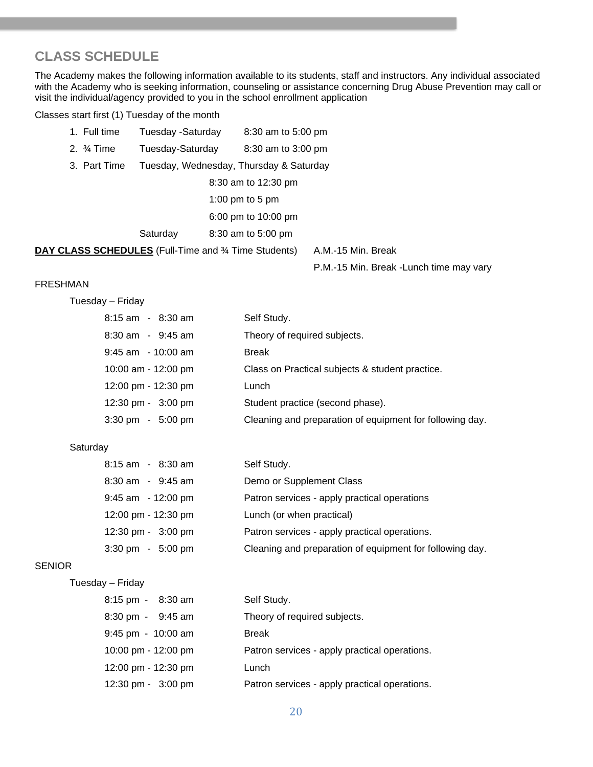## CLASS SCHEDULE

The Academy makes the following information available to its students, staff and instructors. Any individual associated with the Academy who is seeking information, counseling or assistance concerning Drug Abuse Prevention may call or visit the individual/agency provided to you in the school enrollment application

Classes start first (1) Tuesday of the month

1. Full time Tuesday -Saturday 8:30 am to 5:00 pm
2. ¾ Time Tuesday-Saturday 8:30 am to 3:00 pm
3. Part Time Tuesday, Wednesday, Thursday & Saturday
   - 8:30 am to 12:30 pm
   - 1:00 pm to 5 pm
   - 6:00 pm to 10:00 pm
   - Saturday 8:30 am to 5:00 pm

**DAY CLASS SCHEDULES** (Full-Time and ¾ Time Students) A.M.-15 Min. Break
P.M.-15 Min. Break -Lunch time may vary

FRESHMAN

Tuesday – Friday

| Time | Activity |
|---|---|
| 8:15 am - 8:30 am | Self Study. |
| 8:30 am - 9:45 am | Theory of required subjects. |
| 9:45 am - 10:00 am | Break |
| 10:00 am - 12:00 pm | Class on Practical subjects & student practice. |
| 12:00 pm - 12:30 pm | Lunch |
| 12:30 pm - 3:00 pm | Student practice (second phase). |
| 3:30 pm - 5:00 pm | Cleaning and preparation of equipment for following day. |

Saturday

| Time | Activity |
|---|---|
| 8:15 am - 8:30 am | Self Study. |
| 8:30 am - 9:45 am | Demo or Supplement Class |
| 9:45 am - 12:00 pm | Patron services - apply practical operations |
| 12:00 pm - 12:30 pm | Lunch (or when practical) |
| 12:30 pm - 3:00 pm | Patron services - apply practical operations. |
| 3:30 pm - 5:00 pm | Cleaning and preparation of equipment for following day. |

SENIOR

Tuesday – Friday

| Time | Activity |
|---|---|
| 8:15 pm - 8:30 am | Self Study. |
| 8:30 pm - 9:45 am | Theory of required subjects. |
| 9:45 pm - 10:00 am | Break |
| 10:00 pm - 12:00 pm | Patron services - apply practical operations. |
| 12:00 pm - 12:30 pm | Lunch |
| 12:30 pm - 3:00 pm | Patron services - apply practical operations. |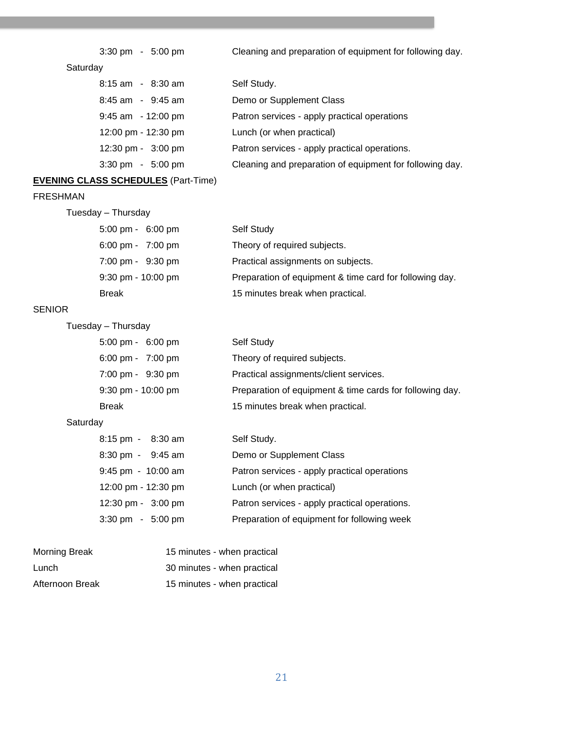| | |
|---|---|
| 3:30 pm - 5:00 pm | Cleaning and preparation of equipment for following day. |

Saturday

| | |
|---|---|
| 8:15 am - 8:30 am | Self Study. |
| 8:45 am - 9:45 am | Demo or Supplement Class |
| 9:45 am - 12:00 pm | Patron services - apply practical operations |
| 12:00 pm - 12:30 pm | Lunch (or when practical) |
| 12:30 pm - 3:00 pm | Patron services - apply practical operations. |
| 3:30 pm - 5:00 pm | Cleaning and preparation of equipment for following day. |

**EVENING CLASS SCHEDULES** (Part-Time)

FRESHMAN

Tuesday – Thursday

| | |
|---|---|
| 5:00 pm - 6:00 pm | Self Study |
| 6:00 pm - 7:00 pm | Theory of required subjects. |
| 7:00 pm - 9:30 pm | Practical assignments on subjects. |
| 9:30 pm - 10:00 pm | Preparation of equipment & time card for following day. |
| Break | 15 minutes break when practical. |

SENIOR

Tuesday – Thursday

| | |
|---|---|
| 5:00 pm - 6:00 pm | Self Study |
| 6:00 pm - 7:00 pm | Theory of required subjects. |
| 7:00 pm - 9:30 pm | Practical assignments/client services. |
| 9:30 pm - 10:00 pm | Preparation of equipment & time cards for following day. |
| Break | 15 minutes break when practical. |

Saturday

| | |
|---|---|
| 8:15 pm - 8:30 am | Self Study. |
| 8:30 pm - 9:45 am | Demo or Supplement Class |
| 9:45 pm - 10:00 am | Patron services - apply practical operations |
| 12:00 pm - 12:30 pm | Lunch (or when practical) |
| 12:30 pm - 3:00 pm | Patron services - apply practical operations. |
| 3:30 pm - 5:00 pm | Preparation of equipment for following week |

| | |
|---|---|
| Morning Break | 15 minutes - when practical |
| Lunch | 30 minutes - when practical |
| Afternoon Break | 15 minutes - when practical |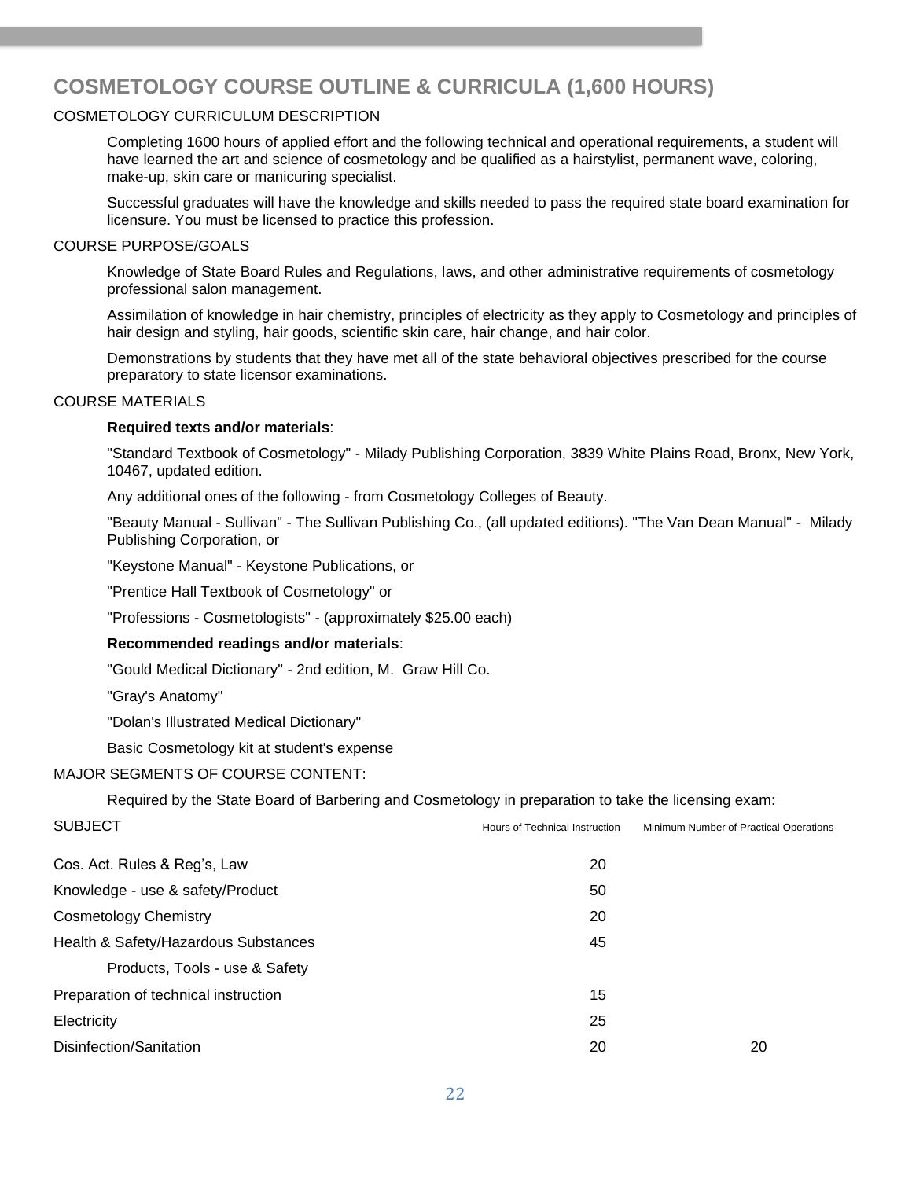# COSMETOLOGY COURSE OUTLINE & CURRICULA (1,600 HOURS)

COSMETOLOGY CURRICULUM DESCRIPTION

Completing 1600 hours of applied effort and the following technical and operational requirements, a student will have learned the art and science of cosmetology and be qualified as a hairstylist, permanent wave, coloring, make-up, skin care or manicuring specialist.

Successful graduates will have the knowledge and skills needed to pass the required state board examination for licensure. You must be licensed to practice this profession.

COURSE PURPOSE/GOALS

Knowledge of State Board Rules and Regulations, laws, and other administrative requirements of cosmetology professional salon management.

Assimilation of knowledge in hair chemistry, principles of electricity as they apply to Cosmetology and principles of hair design and styling, hair goods, scientific skin care, hair change, and hair color.

Demonstrations by students that they have met all of the state behavioral objectives prescribed for the course preparatory to state licensor examinations.

COURSE MATERIALS

**Required texts and/or materials**:

"Standard Textbook of Cosmetology" - Milady Publishing Corporation, 3839 White Plains Road, Bronx, New York, 10467, updated edition.

Any additional ones of the following - from Cosmetology Colleges of Beauty.

"Beauty Manual - Sullivan" - The Sullivan Publishing Co., (all updated editions). "The Van Dean Manual" - Milady Publishing Corporation, or

"Keystone Manual" - Keystone Publications, or

"Prentice Hall Textbook of Cosmetology" or

"Professions - Cosmetologists" - (approximately $25.00 each)

**Recommended readings and/or materials**:

"Gould Medical Dictionary" - 2nd edition, M. Graw Hill Co.

"Gray's Anatomy"

"Dolan's Illustrated Medical Dictionary"

Basic Cosmetology kit at student's expense

MAJOR SEGMENTS OF COURSE CONTENT:

Required by the State Board of Barbering and Cosmetology in preparation to take the licensing exam:

| SUBJECT | Hours of Technical Instruction | Minimum Number of Practical Operations |
|---|---|---|
| Cos. Act. Rules & Reg's, Law | 20 | |
| Knowledge - use & safety/Product | 50 | |
| Cosmetology Chemistry | 20 | |
| Health & Safety/Hazardous Substances | 45 | |
| Products, Tools - use & Safety | | |
| Preparation of technical instruction | 15 | |
| Electricity | 25 | |
| Disinfection/Sanitation | 20 | 20 |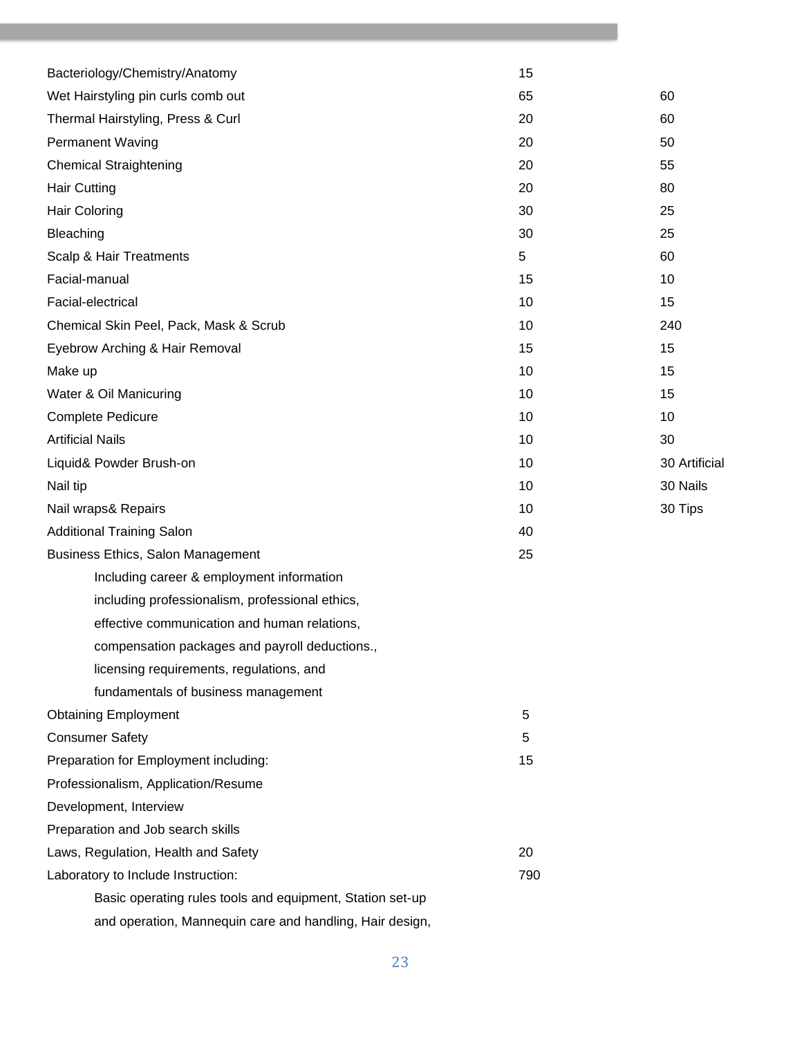| | | |
|---|---|---|
| Bacteriology/Chemistry/Anatomy | 15 | |
| Wet Hairstyling pin curls comb out | 65 | 60 |
| Thermal Hairstyling, Press & Curl | 20 | 60 |
| Permanent Waving | 20 | 50 |
| Chemical Straightening | 20 | 55 |
| Hair Cutting | 20 | 80 |
| Hair Coloring | 30 | 25 |
| Bleaching | 30 | 25 |
| Scalp & Hair Treatments | 5 | 60 |
| Facial-manual | 15 | 10 |
| Facial-electrical | 10 | 15 |
| Chemical Skin Peel, Pack, Mask & Scrub | 10 | 240 |
| Eyebrow Arching & Hair Removal | 15 | 15 |
| Make up | 10 | 15 |
| Water & Oil Manicuring | 10 | 15 |
| Complete Pedicure | 10 | 10 |
| Artificial Nails | 10 | 30 |
| Liquid& Powder Brush-on | 10 | 30 Artificial |
| Nail tip | 10 | 30 Nails |
| Nail wraps& Repairs | 10 | 30 Tips |
| Additional Training Salon | 40 | |
| Business Ethics, Salon Management<br>Including career & employment information including professionalism, professional ethics, effective communication and human relations, compensation packages and payroll deductions., licensing requirements, regulations, and fundamentals of business management | 25 | |
| Obtaining Employment | 5 | |
| Consumer Safety | 5 | |
| Preparation for Employment including: Professionalism, Application/Resume Development, Interview Preparation and Job search skills | 15 | |
| Laws, Regulation, Health and Safety | 20 | |
| Laboratory to Include Instruction:<br>Basic operating rules tools and equipment, Station set-up and operation, Mannequin care and handling, Hair design, | 790 | |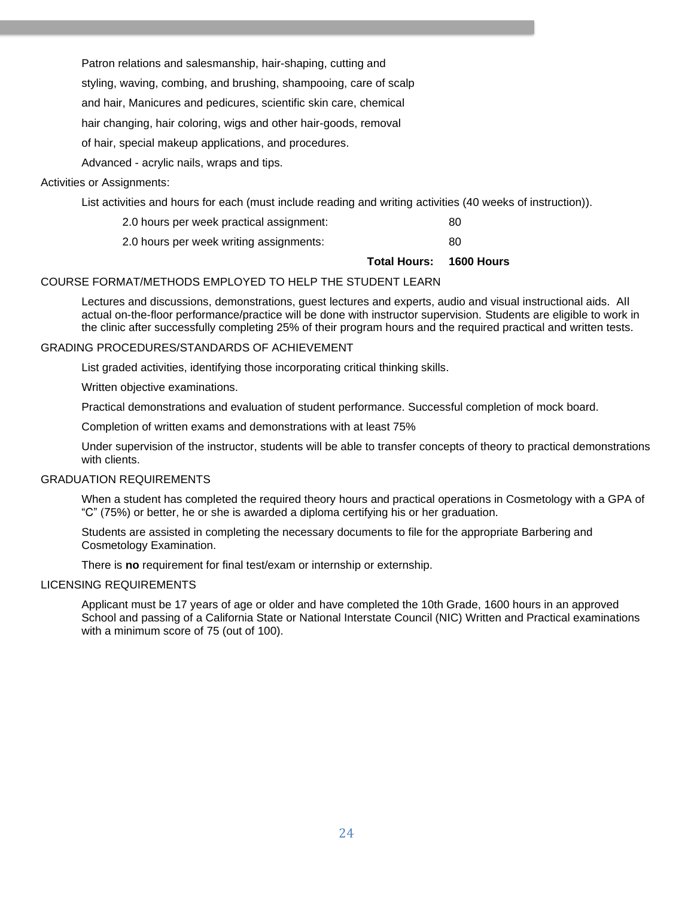Patron relations and salesmanship, hair-shaping, cutting and styling, waving, combing, and brushing, shampooing, care of scalp and hair, Manicures and pedicures, scientific skin care, chemical hair changing, hair coloring, wigs and other hair-goods, removal of hair, special makeup applications, and procedures.

Advanced - acrylic nails, wraps and tips.

Activities or Assignments:

List activities and hours for each (must include reading and writing activities (40 weeks of instruction)).

| | |
|---|---|
| 2.0 hours per week practical assignment: | 80 |
| 2.0 hours per week writing assignments: | 80 |
| **Total Hours:** | **1600 Hours** |

## COURSE FORMAT/METHODS EMPLOYED TO HELP THE STUDENT LEARN

Lectures and discussions, demonstrations, guest lectures and experts, audio and visual instructional aids. All actual on-the-floor performance/practice will be done with instructor supervision. Students are eligible to work in the clinic after successfully completing 25% of their program hours and the required practical and written tests.

## GRADING PROCEDURES/STANDARDS OF ACHIEVEMENT

List graded activities, identifying those incorporating critical thinking skills.

Written objective examinations.

Practical demonstrations and evaluation of student performance. Successful completion of mock board.

Completion of written exams and demonstrations with at least 75%

Under supervision of the instructor, students will be able to transfer concepts of theory to practical demonstrations with clients.

## GRADUATION REQUIREMENTS

When a student has completed the required theory hours and practical operations in Cosmetology with a GPA of "C" (75%) or better, he or she is awarded a diploma certifying his or her graduation.

Students are assisted in completing the necessary documents to file for the appropriate Barbering and Cosmetology Examination.

There is **no** requirement for final test/exam or internship or externship.

## LICENSING REQUIREMENTS

Applicant must be 17 years of age or older and have completed the 10th Grade, 1600 hours in an approved School and passing of a California State or National Interstate Council (NIC) Written and Practical examinations with a minimum score of 75 (out of 100).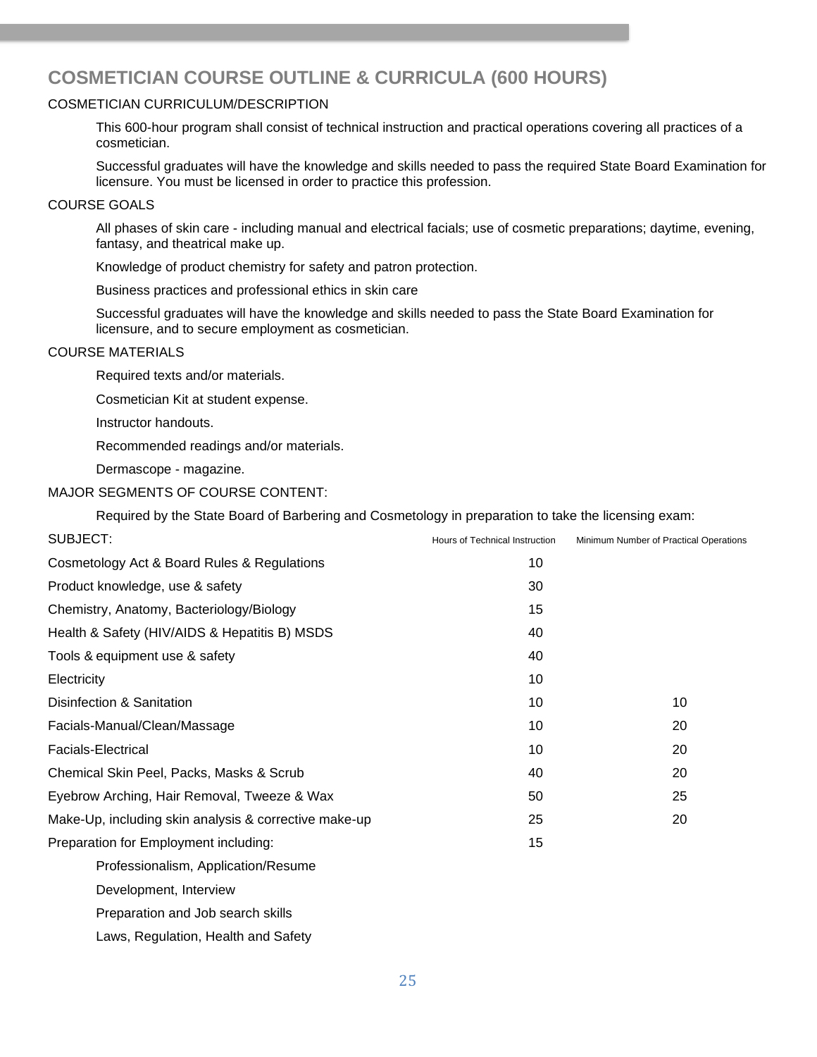# COSMETICIAN COURSE OUTLINE & CURRICULA (600 HOURS)

COSMETICIAN CURRICULUM/DESCRIPTION

This 600-hour program shall consist of technical instruction and practical operations covering all practices of a cosmetician.

Successful graduates will have the knowledge and skills needed to pass the required State Board Examination for licensure. You must be licensed in order to practice this profession.

COURSE GOALS

All phases of skin care - including manual and electrical facials; use of cosmetic preparations; daytime, evening, fantasy, and theatrical make up.

Knowledge of product chemistry for safety and patron protection.

Business practices and professional ethics in skin care

Successful graduates will have the knowledge and skills needed to pass the State Board Examination for licensure, and to secure employment as cosmetician.

COURSE MATERIALS

Required texts and/or materials.

Cosmetician Kit at student expense.

Instructor handouts.

Recommended readings and/or materials.

Dermascope - magazine.

MAJOR SEGMENTS OF COURSE CONTENT:

Required by the State Board of Barbering and Cosmetology in preparation to take the licensing exam:

| SUBJECT: | Hours of Technical Instruction | Minimum Number of Practical Operations |
|---|---|---|
| Cosmetology Act & Board Rules & Regulations | 10 | |
| Product knowledge, use & safety | 30 | |
| Chemistry, Anatomy, Bacteriology/Biology | 15 | |
| Health & Safety (HIV/AIDS & Hepatitis B) MSDS | 40 | |
| Tools & equipment use & safety | 40 | |
| Electricity | 10 | |
| Disinfection & Sanitation | 10 | 10 |
| Facials-Manual/Clean/Massage | 10 | 20 |
| Facials-Electrical | 10 | 20 |
| Chemical Skin Peel, Packs, Masks & Scrub | 40 | 20 |
| Eyebrow Arching, Hair Removal, Tweeze & Wax | 50 | 25 |
| Make-Up, including skin analysis & corrective make-up | 25 | 20 |
| Preparation for Employment including: | 15 | |

Professionalism, Application/Resume

Development, Interview

Preparation and Job search skills

Laws, Regulation, Health and Safety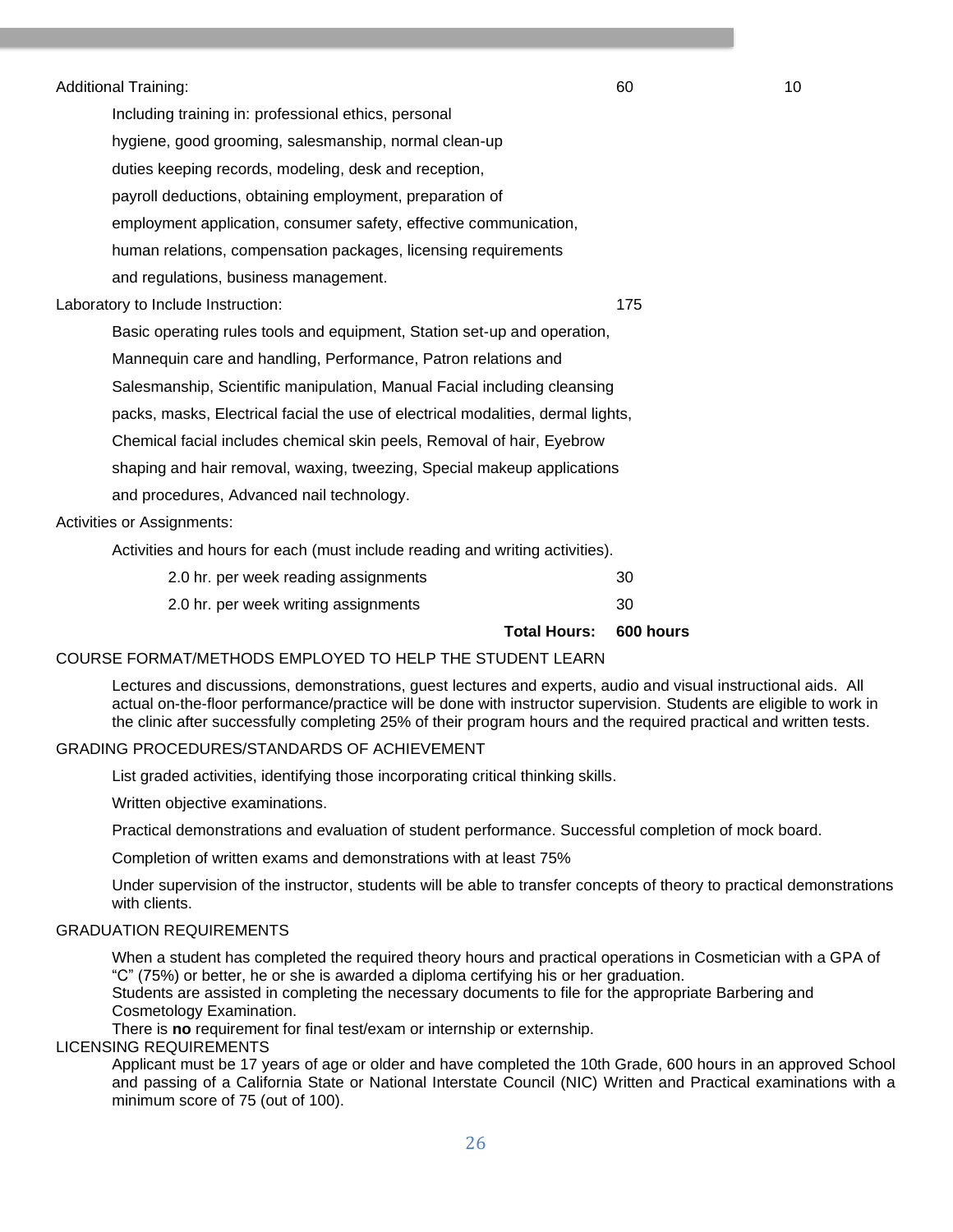| | | |
|---|---|---|
| Additional Training: | 60 | 10 |
| Including training in: professional ethics, personal hygiene, good grooming, salesmanship, normal clean-up duties keeping records, modeling, desk and reception, payroll deductions, obtaining employment, preparation of employment application, consumer safety, effective communication, human relations, compensation packages, licensing requirements and regulations, business management. | | |
| Laboratory to Include Instruction: | 175 | |
| Basic operating rules tools and equipment, Station set-up and operation, Mannequin care and handling, Performance, Patron relations and Salesmanship, Scientific manipulation, Manual Facial including cleansing packs, masks, Electrical facial the use of electrical modalities, dermal lights, Chemical facial includes chemical skin peels, Removal of hair, Eyebrow shaping and hair removal, waxing, tweezing, Special makeup applications and procedures, Advanced nail technology. | | |
| Activities or Assignments: | | |
| Activities and hours for each (must include reading and writing activities). | | |
| 2.0 hr. per week reading assignments | 30 | |
| 2.0 hr. per week writing assignments | 30 | |
| **Total Hours:** | **600 hours** | |

COURSE FORMAT/METHODS EMPLOYED TO HELP THE STUDENT LEARN

Lectures and discussions, demonstrations, guest lectures and experts, audio and visual instructional aids. All actual on-the-floor performance/practice will be done with instructor supervision. Students are eligible to work in the clinic after successfully completing 25% of their program hours and the required practical and written tests.

GRADING PROCEDURES/STANDARDS OF ACHIEVEMENT

List graded activities, identifying those incorporating critical thinking skills.

Written objective examinations.

Practical demonstrations and evaluation of student performance. Successful completion of mock board.

Completion of written exams and demonstrations with at least 75%

Under supervision of the instructor, students will be able to transfer concepts of theory to practical demonstrations with clients.

GRADUATION REQUIREMENTS

When a student has completed the required theory hours and practical operations in Cosmetician with a GPA of "C" (75%) or better, he or she is awarded a diploma certifying his or her graduation.
Students are assisted in completing the necessary documents to file for the appropriate Barbering and Cosmetology Examination.
There is **no** requirement for final test/exam or internship or externship.

LICENSING REQUIREMENTS

Applicant must be 17 years of age or older and have completed the 10th Grade, 600 hours in an approved School and passing of a California State or National Interstate Council (NIC) Written and Practical examinations with a minimum score of 75 (out of 100).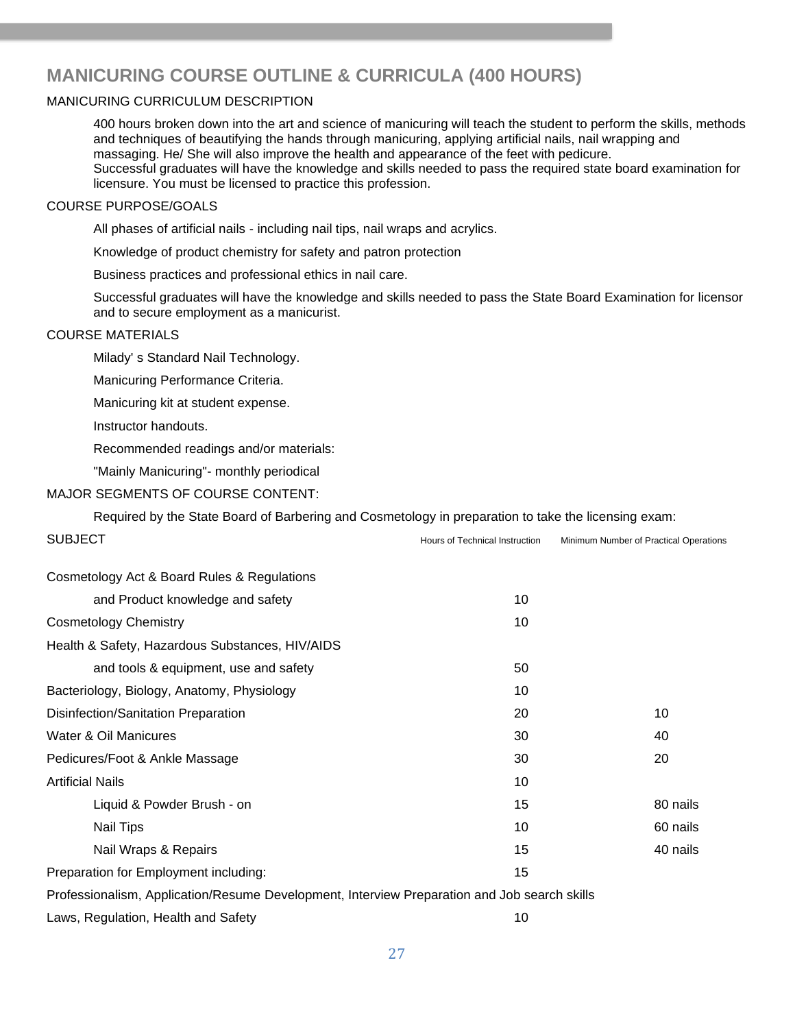# MANICURING COURSE OUTLINE & CURRICULA (400 HOURS)

MANICURING CURRICULUM DESCRIPTION

400 hours broken down into the art and science of manicuring will teach the student to perform the skills, methods and techniques of beautifying the hands through manicuring, applying artificial nails, nail wrapping and massaging. He/ She will also improve the health and appearance of the feet with pedicure.
Successful graduates will have the knowledge and skills needed to pass the required state board examination for licensure. You must be licensed to practice this profession.

COURSE PURPOSE/GOALS

All phases of artificial nails - including nail tips, nail wraps and acrylics.

Knowledge of product chemistry for safety and patron protection

Business practices and professional ethics in nail care.

Successful graduates will have the knowledge and skills needed to pass the State Board Examination for licensor and to secure employment as a manicurist.

COURSE MATERIALS

Milady' s Standard Nail Technology.

Manicuring Performance Criteria.

Manicuring kit at student expense.

Instructor handouts.

Recommended readings and/or materials:

"Mainly Manicuring"- monthly periodical

MAJOR SEGMENTS OF COURSE CONTENT:

Required by the State Board of Barbering and Cosmetology in preparation to take the licensing exam:

| SUBJECT | Hours of Technical Instruction | Minimum Number of Practical Operations |
|---|---|---|
| Cosmetology Act & Board Rules & Regulations and Product knowledge and safety | 10 | |
| Cosmetology Chemistry | 10 | |
| Health & Safety, Hazardous Substances, HIV/AIDS and tools & equipment, use and safety | 50 | |
| Bacteriology, Biology, Anatomy, Physiology | 10 | |
| Disinfection/Sanitation Preparation | 20 | 10 |
| Water & Oil Manicures | 30 | 40 |
| Pedicures/Foot & Ankle Massage | 30 | 20 |
| Artificial Nails | 10 | |
| Liquid & Powder Brush - on | 15 | 80 nails |
| Nail Tips | 10 | 60 nails |
| Nail Wraps & Repairs | 15 | 40 nails |
| Preparation for Employment including: | 15 | |
| Professionalism, Application/Resume Development, Interview Preparation and Job search skills | | |
| Laws, Regulation, Health and Safety | 10 | |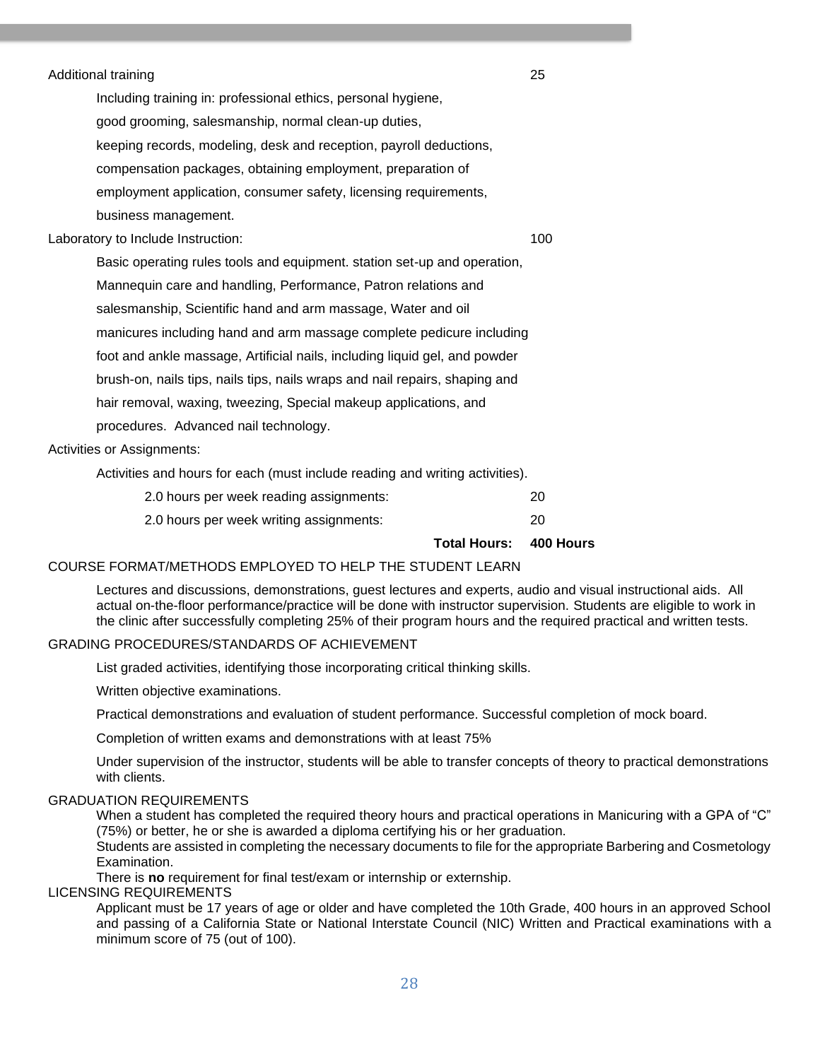| | |
|---|---|
| Additional training | 25 |
| Including training in: professional ethics, personal hygiene, good grooming, salesmanship, normal clean-up duties, keeping records, modeling, desk and reception, payroll deductions, compensation packages, obtaining employment, preparation of employment application, consumer safety, licensing requirements, business management. | |
| Laboratory to Include Instruction: | 100 |
| Basic operating rules tools and equipment. station set-up and operation, Mannequin care and handling, Performance, Patron relations and salesmanship, Scientific hand and arm massage, Water and oil manicures including hand and arm massage complete pedicure including foot and ankle massage, Artificial nails, including liquid gel, and powder brush-on, nails tips, nails tips, nails wraps and nail repairs, shaping and hair removal, waxing, tweezing, Special makeup applications, and procedures. Advanced nail technology. | |
| Activities or Assignments: | |
| Activities and hours for each (must include reading and writing activities). | |
| 2.0 hours per week reading assignments: | 20 |
| 2.0 hours per week writing assignments: | 20 |
| **Total Hours:** | **400 Hours** |

COURSE FORMAT/METHODS EMPLOYED TO HELP THE STUDENT LEARN

Lectures and discussions, demonstrations, guest lectures and experts, audio and visual instructional aids. All actual on-the-floor performance/practice will be done with instructor supervision. Students are eligible to work in the clinic after successfully completing 25% of their program hours and the required practical and written tests.

GRADING PROCEDURES/STANDARDS OF ACHIEVEMENT

List graded activities, identifying those incorporating critical thinking skills.

Written objective examinations.

Practical demonstrations and evaluation of student performance. Successful completion of mock board.

Completion of written exams and demonstrations with at least 75%

Under supervision of the instructor, students will be able to transfer concepts of theory to practical demonstrations with clients.

GRADUATION REQUIREMENTS

When a student has completed the required theory hours and practical operations in Manicuring with a GPA of "C" (75%) or better, he or she is awarded a diploma certifying his or her graduation.

Students are assisted in completing the necessary documents to file for the appropriate Barbering and Cosmetology Examination.

There is **no** requirement for final test/exam or internship or externship.

LICENSING REQUIREMENTS

Applicant must be 17 years of age or older and have completed the 10th Grade, 400 hours in an approved School and passing of a California State or National Interstate Council (NIC) Written and Practical examinations with a minimum score of 75 (out of 100).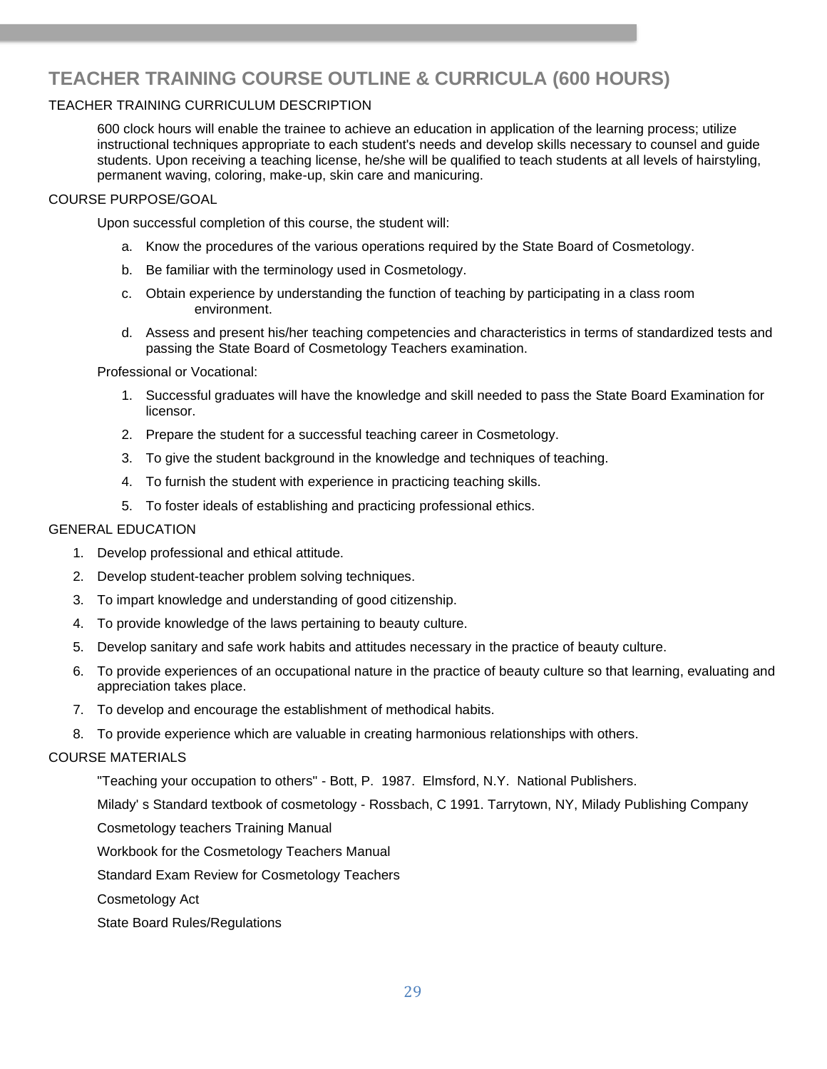# TEACHER TRAINING COURSE OUTLINE & CURRICULA (600 HOURS)

TEACHER TRAINING CURRICULUM DESCRIPTION

600 clock hours will enable the trainee to achieve an education in application of the learning process; utilize instructional techniques appropriate to each student's needs and develop skills necessary to counsel and guide students. Upon receiving a teaching license, he/she will be qualified to teach students at all levels of hairstyling, permanent waving, coloring, make-up, skin care and manicuring.

COURSE PURPOSE/GOAL

Upon successful completion of this course, the student will:

a. Know the procedures of the various operations required by the State Board of Cosmetology.
b. Be familiar with the terminology used in Cosmetology.
c. Obtain experience by understanding the function of teaching by participating in a class room environment.
d. Assess and present his/her teaching competencies and characteristics in terms of standardized tests and passing the State Board of Cosmetology Teachers examination.

Professional or Vocational:

1. Successful graduates will have the knowledge and skill needed to pass the State Board Examination for licensor.
2. Prepare the student for a successful teaching career in Cosmetology.
3. To give the student background in the knowledge and techniques of teaching.
4. To furnish the student with experience in practicing teaching skills.
5. To foster ideals of establishing and practicing professional ethics.

GENERAL EDUCATION

1. Develop professional and ethical attitude.
2. Develop student-teacher problem solving techniques.
3. To impart knowledge and understanding of good citizenship.
4. To provide knowledge of the laws pertaining to beauty culture.
5. Develop sanitary and safe work habits and attitudes necessary in the practice of beauty culture.
6. To provide experiences of an occupational nature in the practice of beauty culture so that learning, evaluating and appreciation takes place.
7. To develop and encourage the establishment of methodical habits.
8. To provide experience which are valuable in creating harmonious relationships with others.

COURSE MATERIALS

"Teaching your occupation to others" - Bott, P. 1987. Elmsford, N.Y. National Publishers.

Milady' s Standard textbook of cosmetology - Rossbach, C 1991. Tarrytown, NY, Milady Publishing Company

Cosmetology teachers Training Manual

Workbook for the Cosmetology Teachers Manual

Standard Exam Review for Cosmetology Teachers

Cosmetology Act

State Board Rules/Regulations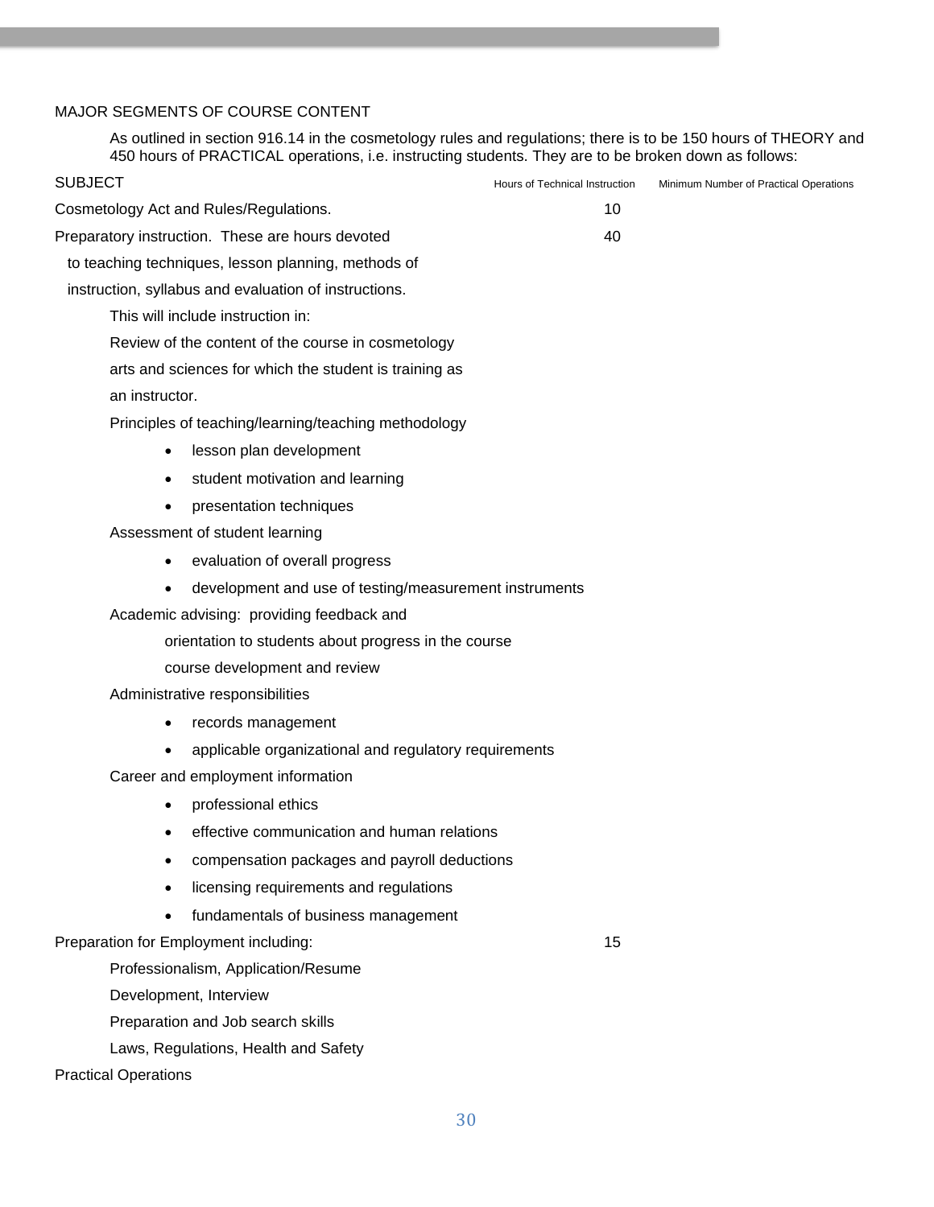MAJOR SEGMENTS OF COURSE CONTENT

As outlined in section 916.14 in the cosmetology rules and regulations; there is to be 150 hours of THEORY and 450 hours of PRACTICAL operations, i.e. instructing students. They are to be broken down as follows:

| SUBJECT | Hours of Technical Instruction | Minimum Number of Practical Operations |
|---|---|---|
| Cosmetology Act and Rules/Regulations. | 10 | |
| Preparatory instruction. These are hours devoted to teaching techniques, lesson planning, methods of instruction, syllabus and evaluation of instructions. | 40 | |

This will include instruction in:

Review of the content of the course in cosmetology arts and sciences for which the student is training as an instructor.

Principles of teaching/learning/teaching methodology

- lesson plan development
- student motivation and learning
- presentation techniques

Assessment of student learning

- evaluation of overall progress
- development and use of testing/measurement instruments

Academic advising: providing feedback and

orientation to students about progress in the course

course development and review

Administrative responsibilities

- records management
- applicable organizational and regulatory requirements

Career and employment information

- professional ethics
- effective communication and human relations
- compensation packages and payroll deductions
- licensing requirements and regulations
- fundamentals of business management

| SUBJECT | Hours of Technical Instruction | Minimum Number of Practical Operations |
|---|---|---|
| Preparation for Employment including: | 15 | |

Professionalism, Application/Resume Development, Interview Preparation and Job search skills

Laws, Regulations, Health and Safety

Practical Operations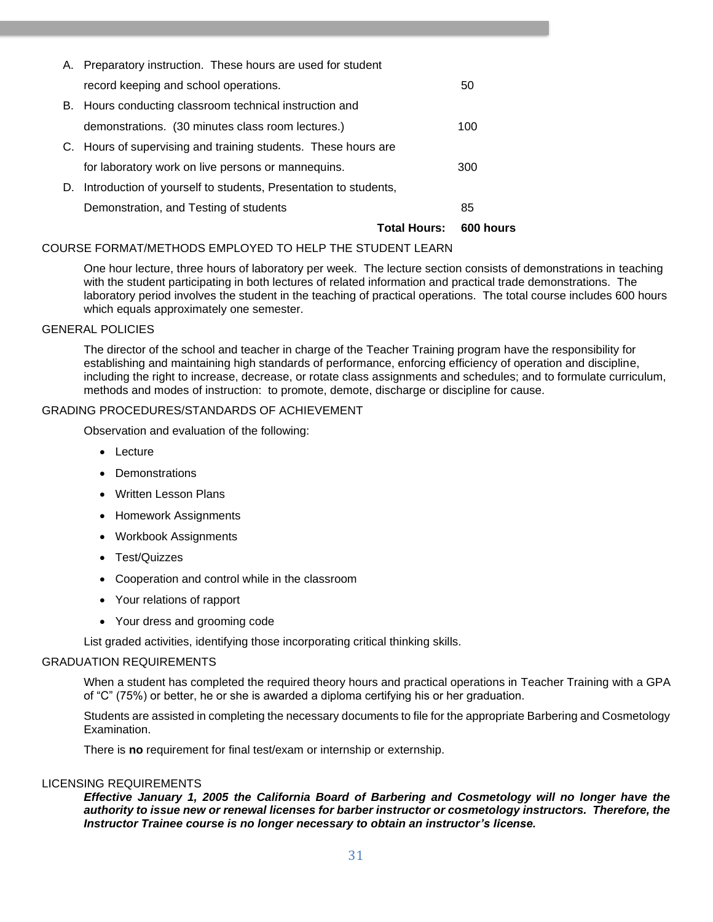| | | |
|---|---|---|
| A. | Preparatory instruction. These hours are used for student record keeping and school operations. | 50 |
| B. | Hours conducting classroom technical instruction and demonstrations. (30 minutes class room lectures.) | 100 |
| C. | Hours of supervising and training students. These hours are for laboratory work on live persons or mannequins. | 300 |
| D. | Introduction of yourself to students, Presentation to students, Demonstration, and Testing of students | 85 |
| | **Total Hours:** | **600 hours** |

COURSE FORMAT/METHODS EMPLOYED TO HELP THE STUDENT LEARN

One hour lecture, three hours of laboratory per week. The lecture section consists of demonstrations in teaching with the student participating in both lectures of related information and practical trade demonstrations. The laboratory period involves the student in the teaching of practical operations. The total course includes 600 hours which equals approximately one semester.

GENERAL POLICIES

The director of the school and teacher in charge of the Teacher Training program have the responsibility for establishing and maintaining high standards of performance, enforcing efficiency of operation and discipline, including the right to increase, decrease, or rotate class assignments and schedules; and to formulate curriculum, methods and modes of instruction: to promote, demote, discharge or discipline for cause.

GRADING PROCEDURES/STANDARDS OF ACHIEVEMENT

Observation and evaluation of the following:

- Lecture
- Demonstrations
- Written Lesson Plans
- Homework Assignments
- Workbook Assignments
- Test/Quizzes
- Cooperation and control while in the classroom
- Your relations of rapport
- Your dress and grooming code

List graded activities, identifying those incorporating critical thinking skills.

GRADUATION REQUIREMENTS

When a student has completed the required theory hours and practical operations in Teacher Training with a GPA of "C" (75%) or better, he or she is awarded a diploma certifying his or her graduation.

Students are assisted in completing the necessary documents to file for the appropriate Barbering and Cosmetology Examination.

There is **no** requirement for final test/exam or internship or externship.

LICENSING REQUIREMENTS

***Effective January 1, 2005 the California Board of Barbering and Cosmetology will no longer have the authority to issue new or renewal licenses for barber instructor or cosmetology instructors. Therefore, the Instructor Trainee course is no longer necessary to obtain an instructor's license.***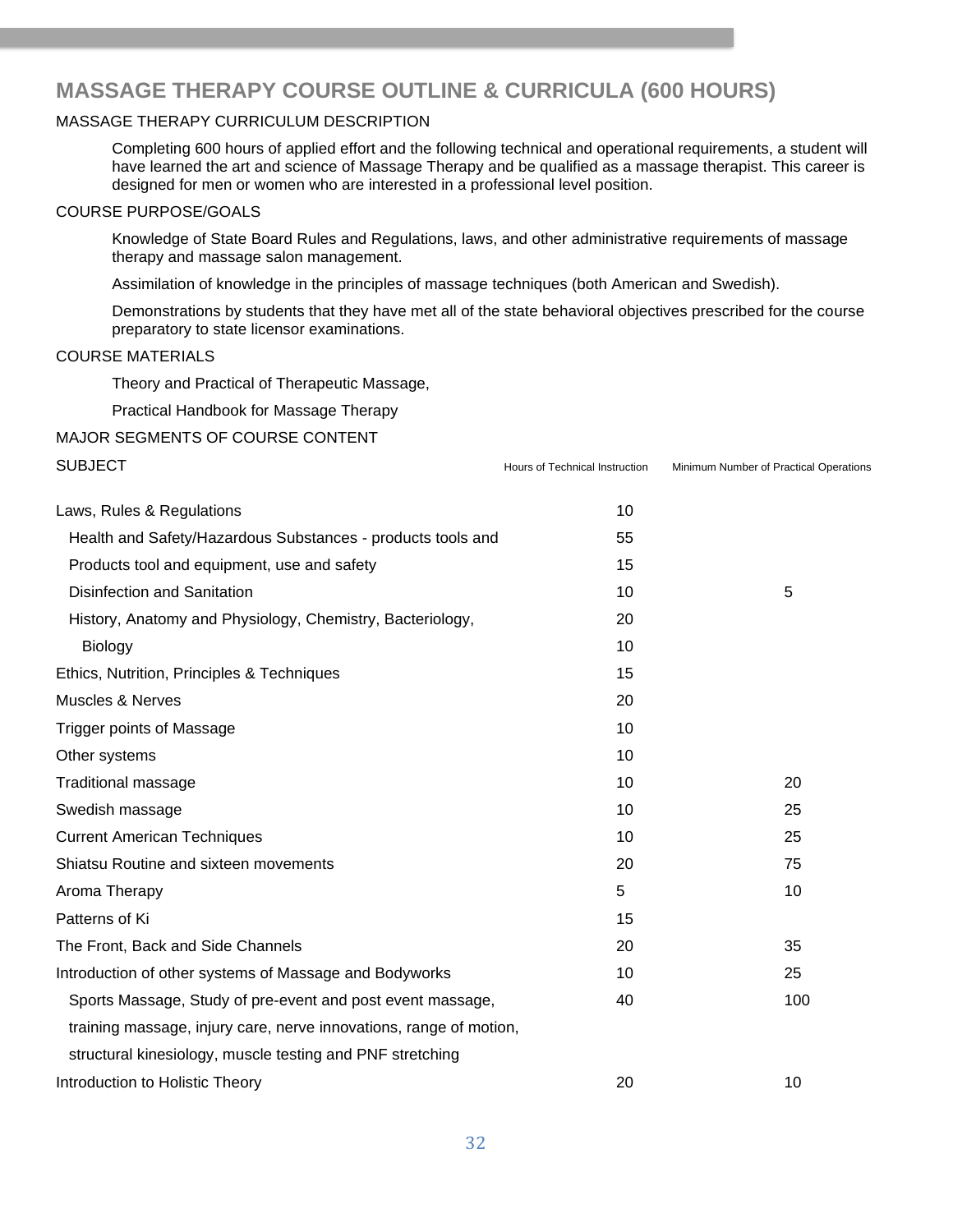## MASSAGE THERAPY COURSE OUTLINE & CURRICULA (600 HOURS)

MASSAGE THERAPY CURRICULUM DESCRIPTION

Completing 600 hours of applied effort and the following technical and operational requirements, a student will have learned the art and science of Massage Therapy and be qualified as a massage therapist. This career is designed for men or women who are interested in a professional level position.

COURSE PURPOSE/GOALS

Knowledge of State Board Rules and Regulations, laws, and other administrative requirements of massage therapy and massage salon management.

Assimilation of knowledge in the principles of massage techniques (both American and Swedish).

Demonstrations by students that they have met all of the state behavioral objectives prescribed for the course preparatory to state licensor examinations.

COURSE MATERIALS

Theory and Practical of Therapeutic Massage,

Practical Handbook for Massage Therapy

MAJOR SEGMENTS OF COURSE CONTENT

| SUBJECT | Hours of Technical Instruction | Minimum Number of Practical Operations |
|---|---|---|
| Laws, Rules & Regulations | 10 | |
| Health and Safety/Hazardous Substances - products tools and | 55 | |
| Products tool and equipment, use and safety | 15 | |
| Disinfection and Sanitation | 10 | 5 |
| History, Anatomy and Physiology, Chemistry, Bacteriology, | 20 | |
| Biology | 10 | |
| Ethics, Nutrition, Principles & Techniques | 15 | |
| Muscles & Nerves | 20 | |
| Trigger points of Massage | 10 | |
| Other systems | 10 | |
| Traditional massage | 10 | 20 |
| Swedish massage | 10 | 25 |
| Current American Techniques | 10 | 25 |
| Shiatsu Routine and sixteen movements | 20 | 75 |
| Aroma Therapy | 5 | 10 |
| Patterns of Ki | 15 | |
| The Front, Back and Side Channels | 20 | 35 |
| Introduction of other systems of Massage and Bodyworks | 10 | 25 |
| Sports Massage, Study of pre-event and post event massage, training massage, injury care, nerve innovations, range of motion, structural kinesiology, muscle testing and PNF stretching | 40 | 100 |
| Introduction to Holistic Theory | 20 | 10 |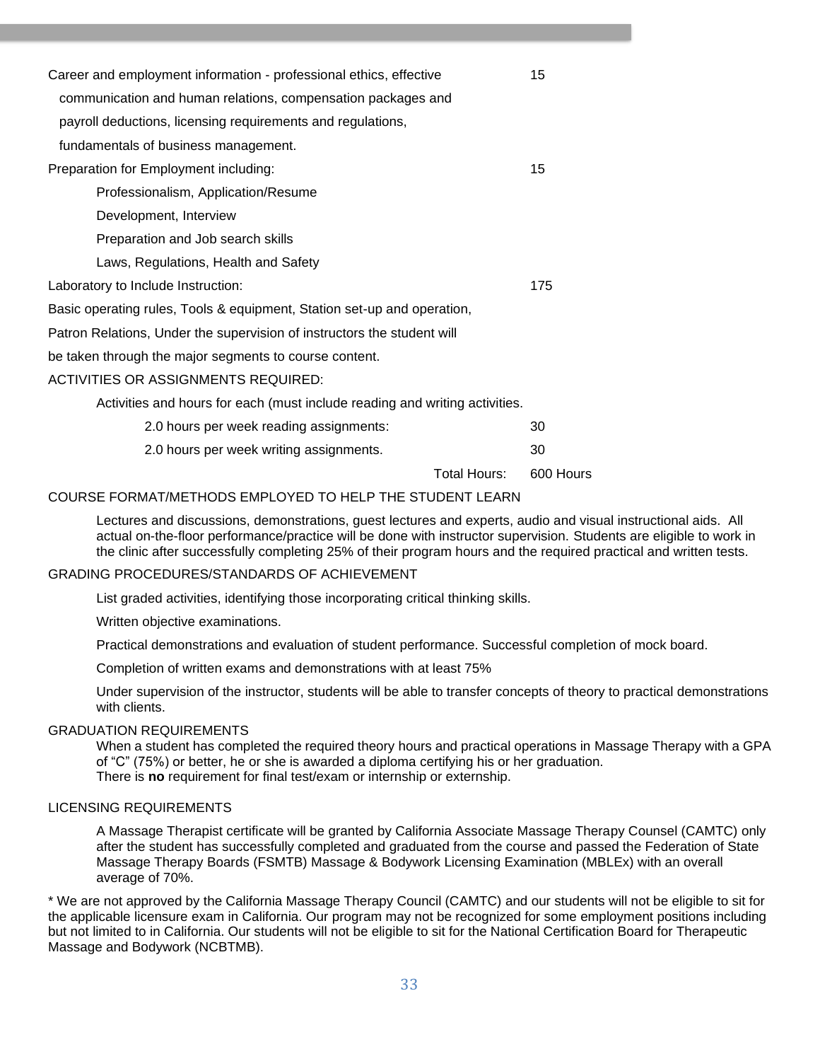| | |
|---|---|
| Career and employment information - professional ethics, effective communication and human relations, compensation packages and payroll deductions, licensing requirements and regulations, fundamentals of business management. | 15 |
| Preparation for Employment including: Professionalism, Application/Resume Development, Interview Preparation and Job search skills Laws, Regulations, Health and Safety | 15 |
| Laboratory to Include Instruction: Basic operating rules, Tools & equipment, Station set-up and operation, Patron Relations, Under the supervision of instructors the student will be taken through the major segments to course content. | 175 |

ACTIVITIES OR ASSIGNMENTS REQUIRED:

Activities and hours for each (must include reading and writing activities.

| | |
|---|---|
| 2.0 hours per week reading assignments: | 30 |
| 2.0 hours per week writing assignments. | 30 |
| Total Hours: | 600 Hours |

COURSE FORMAT/METHODS EMPLOYED TO HELP THE STUDENT LEARN

Lectures and discussions, demonstrations, guest lectures and experts, audio and visual instructional aids. All actual on-the-floor performance/practice will be done with instructor supervision. Students are eligible to work in the clinic after successfully completing 25% of their program hours and the required practical and written tests.

GRADING PROCEDURES/STANDARDS OF ACHIEVEMENT

List graded activities, identifying those incorporating critical thinking skills.

Written objective examinations.

Practical demonstrations and evaluation of student performance. Successful completion of mock board.

Completion of written exams and demonstrations with at least 75%

Under supervision of the instructor, students will be able to transfer concepts of theory to practical demonstrations with clients.

GRADUATION REQUIREMENTS

When a student has completed the required theory hours and practical operations in Massage Therapy with a GPA of "C" (75%) or better, he or she is awarded a diploma certifying his or her graduation.
There is **no** requirement for final test/exam or internship or externship.

LICENSING REQUIREMENTS

A Massage Therapist certificate will be granted by California Associate Massage Therapy Counsel (CAMTC) only after the student has successfully completed and graduated from the course and passed the Federation of State Massage Therapy Boards (FSMTB) Massage & Bodywork Licensing Examination (MBLEx) with an overall average of 70%.

* We are not approved by the California Massage Therapy Council (CAMTC) and our students will not be eligible to sit for the applicable licensure exam in California. Our program may not be recognized for some employment positions including but not limited to in California. Our students will not be eligible to sit for the National Certification Board for Therapeutic Massage and Bodywork (NCBTMB).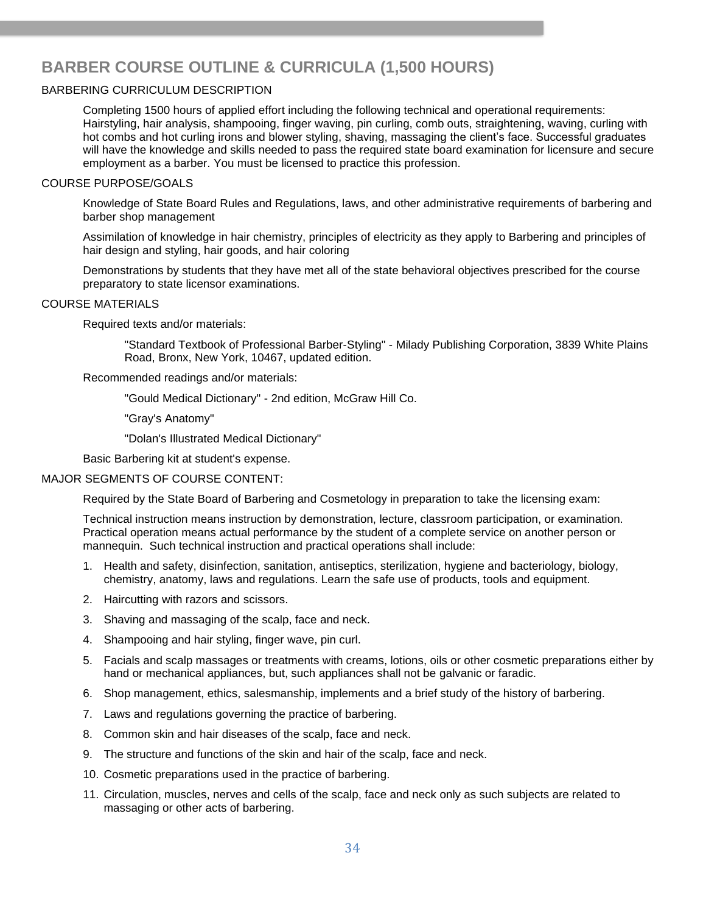# BARBER COURSE OUTLINE & CURRICULA (1,500 HOURS)

## BARBERING CURRICULUM DESCRIPTION

Completing 1500 hours of applied effort including the following technical and operational requirements: Hairstyling, hair analysis, shampooing, finger waving, pin curling, comb outs, straightening, waving, curling with hot combs and hot curling irons and blower styling, shaving, massaging the client's face. Successful graduates will have the knowledge and skills needed to pass the required state board examination for licensure and secure employment as a barber. You must be licensed to practice this profession.

## COURSE PURPOSE/GOALS

Knowledge of State Board Rules and Regulations, laws, and other administrative requirements of barbering and barber shop management

Assimilation of knowledge in hair chemistry, principles of electricity as they apply to Barbering and principles of hair design and styling, hair goods, and hair coloring

Demonstrations by students that they have met all of the state behavioral objectives prescribed for the course preparatory to state licensor examinations.

## COURSE MATERIALS

Required texts and/or materials:

> "Standard Textbook of Professional Barber-Styling" - Milady Publishing Corporation, 3839 White Plains Road, Bronx, New York, 10467, updated edition.

Recommended readings and/or materials:

> "Gould Medical Dictionary" - 2nd edition, McGraw Hill Co.
>
> "Gray's Anatomy"
>
> "Dolan's Illustrated Medical Dictionary"

Basic Barbering kit at student's expense.

## MAJOR SEGMENTS OF COURSE CONTENT:

Required by the State Board of Barbering and Cosmetology in preparation to take the licensing exam:

Technical instruction means instruction by demonstration, lecture, classroom participation, or examination. Practical operation means actual performance by the student of a complete service on another person or mannequin. Such technical instruction and practical operations shall include:

1. Health and safety, disinfection, sanitation, antiseptics, sterilization, hygiene and bacteriology, biology, chemistry, anatomy, laws and regulations. Learn the safe use of products, tools and equipment.
2. Haircutting with razors and scissors.
3. Shaving and massaging of the scalp, face and neck.
4. Shampooing and hair styling, finger wave, pin curl.
5. Facials and scalp massages or treatments with creams, lotions, oils or other cosmetic preparations either by hand or mechanical appliances, but, such appliances shall not be galvanic or faradic.
6. Shop management, ethics, salesmanship, implements and a brief study of the history of barbering.
7. Laws and regulations governing the practice of barbering.
8. Common skin and hair diseases of the scalp, face and neck.
9. The structure and functions of the skin and hair of the scalp, face and neck.
10. Cosmetic preparations used in the practice of barbering.
11. Circulation, muscles, nerves and cells of the scalp, face and neck only as such subjects are related to massaging or other acts of barbering.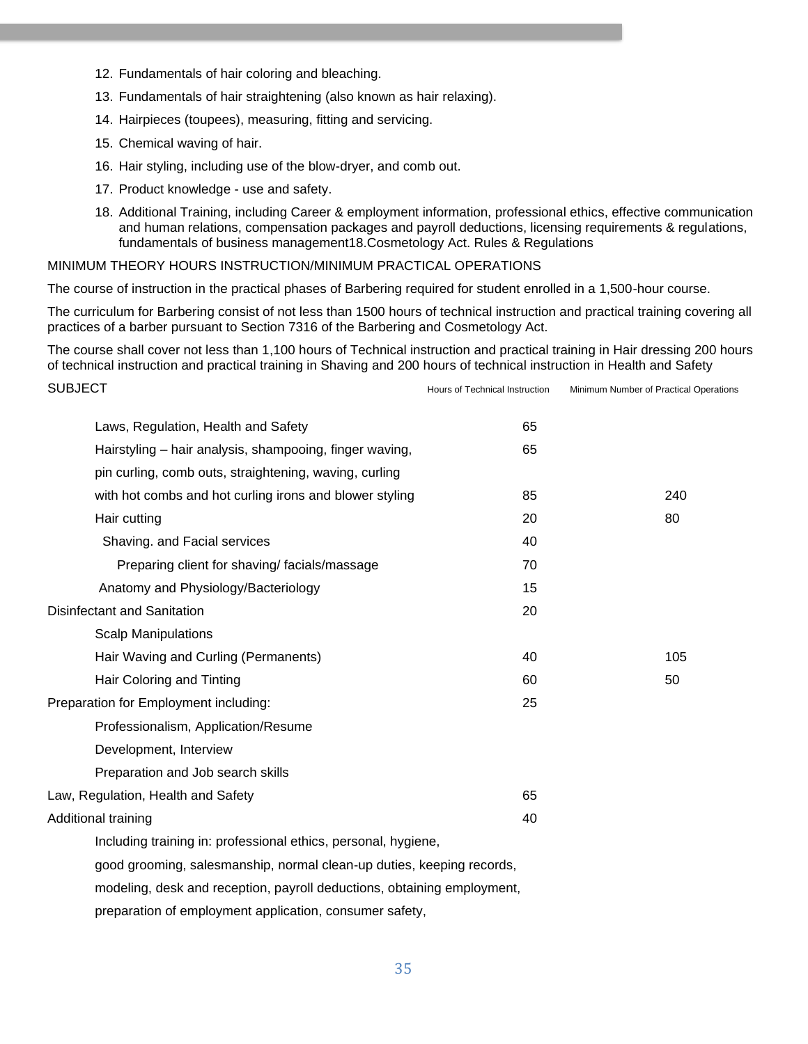12. Fundamentals of hair coloring and bleaching.
13. Fundamentals of hair straightening (also known as hair relaxing).
14. Hairpieces (toupees), measuring, fitting and servicing.
15. Chemical waving of hair.
16. Hair styling, including use of the blow-dryer, and comb out.
17. Product knowledge - use and safety.
18. Additional Training, including Career & employment information, professional ethics, effective communication and human relations, compensation packages and payroll deductions, licensing requirements & regulations, fundamentals of business management18.Cosmetology Act. Rules & Regulations

MINIMUM THEORY HOURS INSTRUCTION/MINIMUM PRACTICAL OPERATIONS

The course of instruction in the practical phases of Barbering required for student enrolled in a 1,500-hour course.

The curriculum for Barbering consist of not less than 1500 hours of technical instruction and practical training covering all practices of a barber pursuant to Section 7316 of the Barbering and Cosmetology Act.

The course shall cover not less than 1,100 hours of Technical instruction and practical training in Hair dressing 200 hours of technical instruction and practical training in Shaving and 200 hours of technical instruction in Health and Safety

| SUBJECT | Hours of Technical Instruction | Minimum Number of Practical Operations |
|---|---|---|
| Laws, Regulation, Health and Safety | 65 | |
| Hairstyling – hair analysis, shampooing, finger waving, | 65 | |
| pin curling, comb outs, straightening, waving, curling | | |
| with hot combs and hot curling irons and blower styling | 85 | 240 |
| Hair cutting | 20 | 80 |
| Shaving. and Facial services | 40 | |
| Preparing client for shaving/ facials/massage | 70 | |
| Anatomy and Physiology/Bacteriology | 15 | |
| Disinfectant and Sanitation | 20 | |
| Scalp Manipulations | | |
| Hair Waving and Curling (Permanents) | 40 | 105 |
| Hair Coloring and Tinting | 60 | 50 |
| Preparation for Employment including: | 25 | |
| Professionalism, Application/Resume | | |
| Development, Interview | | |
| Preparation and Job search skills | | |
| Law, Regulation, Health and Safety | 65 | |
| Additional training | 40 | |
| Including training in: professional ethics, personal, hygiene, | | |
| good grooming, salesmanship, normal clean-up duties, keeping records, | | |
| modeling, desk and reception, payroll deductions, obtaining employment, | | |
| preparation of employment application, consumer safety, | | |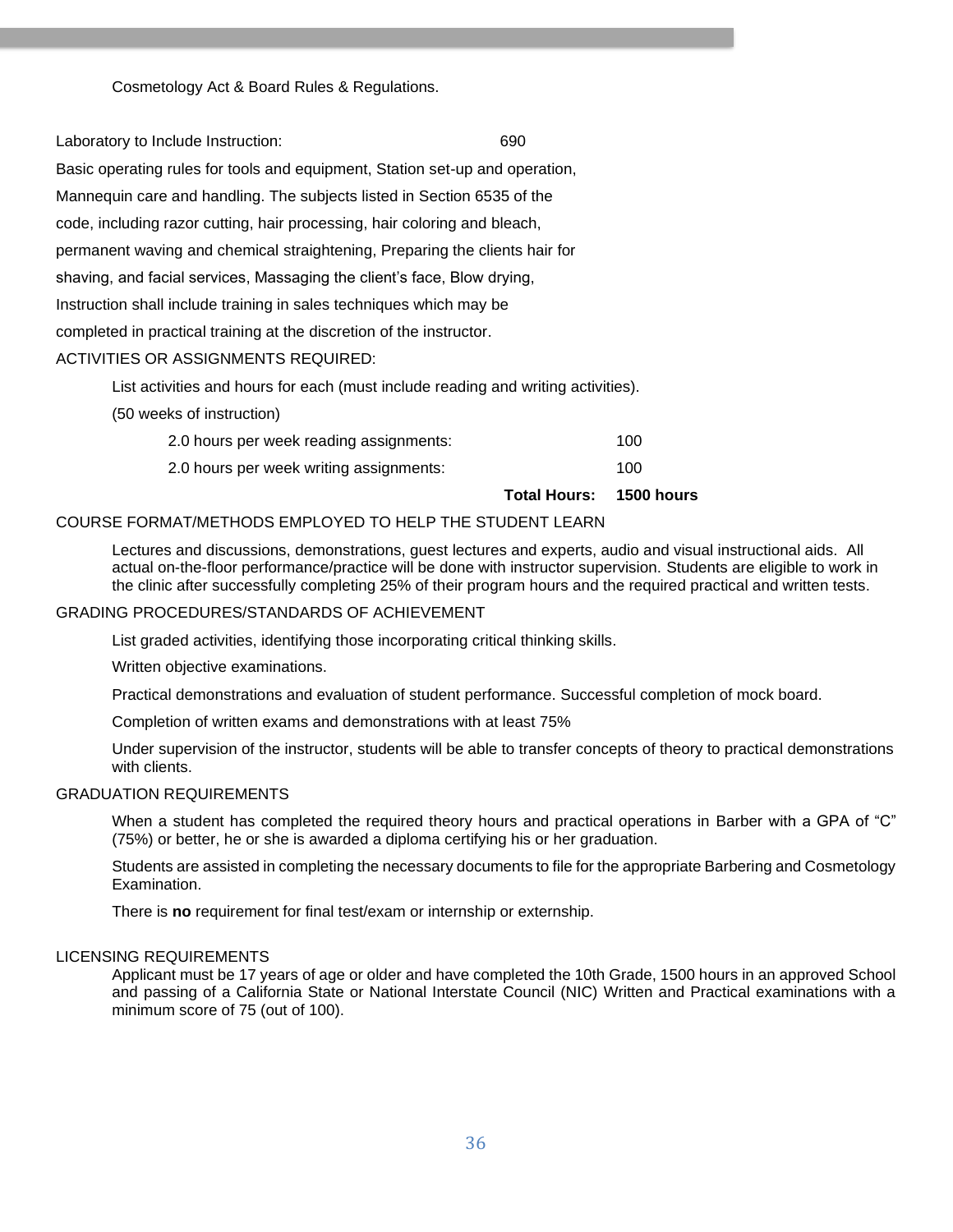Cosmetology Act & Board Rules & Regulations.

Laboratory to Include Instruction: 690

Basic operating rules for tools and equipment, Station set-up and operation, Mannequin care and handling. The subjects listed in Section 6535 of the code, including razor cutting, hair processing, hair coloring and bleach, permanent waving and chemical straightening, Preparing the clients hair for shaving, and facial services, Massaging the client's face, Blow drying, Instruction shall include training in sales techniques which may be completed in practical training at the discretion of the instructor.

ACTIVITIES OR ASSIGNMENTS REQUIRED:

List activities and hours for each (must include reading and writing activities).

(50 weeks of instruction)

| | |
|---|---|
| 2.0 hours per week reading assignments: | 100 |
| 2.0 hours per week writing assignments: | 100 |
| **Total Hours:** | **1500 hours** |

COURSE FORMAT/METHODS EMPLOYED TO HELP THE STUDENT LEARN

Lectures and discussions, demonstrations, guest lectures and experts, audio and visual instructional aids. All actual on-the-floor performance/practice will be done with instructor supervision. Students are eligible to work in the clinic after successfully completing 25% of their program hours and the required practical and written tests.

GRADING PROCEDURES/STANDARDS OF ACHIEVEMENT

List graded activities, identifying those incorporating critical thinking skills.

Written objective examinations.

Practical demonstrations and evaluation of student performance. Successful completion of mock board.

Completion of written exams and demonstrations with at least 75%

Under supervision of the instructor, students will be able to transfer concepts of theory to practical demonstrations with clients.

GRADUATION REQUIREMENTS

When a student has completed the required theory hours and practical operations in Barber with a GPA of "C" (75%) or better, he or she is awarded a diploma certifying his or her graduation.

Students are assisted in completing the necessary documents to file for the appropriate Barbering and Cosmetology Examination.

There is **no** requirement for final test/exam or internship or externship.

LICENSING REQUIREMENTS

Applicant must be 17 years of age or older and have completed the 10th Grade, 1500 hours in an approved School and passing of a California State or National Interstate Council (NIC) Written and Practical examinations with a minimum score of 75 (out of 100).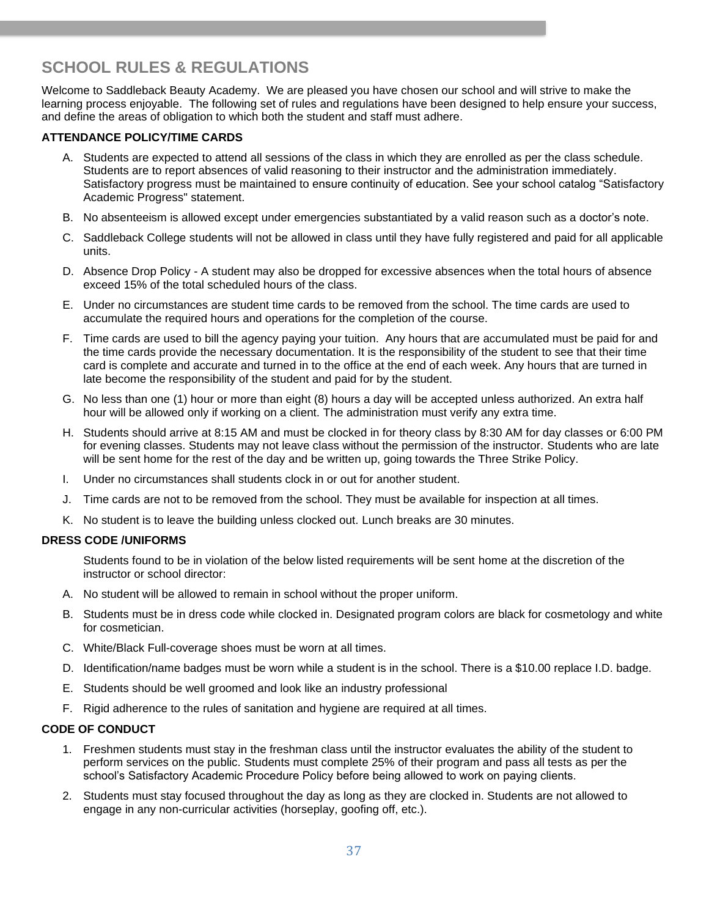# SCHOOL RULES & REGULATIONS

Welcome to Saddleback Beauty Academy. We are pleased you have chosen our school and will strive to make the learning process enjoyable. The following set of rules and regulations have been designed to help ensure your success, and define the areas of obligation to which both the student and staff must adhere.

**ATTENDANCE POLICY/TIME CARDS**

A. Students are expected to attend all sessions of the class in which they are enrolled as per the class schedule. Students are to report absences of valid reasoning to their instructor and the administration immediately. Satisfactory progress must be maintained to ensure continuity of education. See your school catalog "Satisfactory Academic Progress" statement.

B. No absenteeism is allowed except under emergencies substantiated by a valid reason such as a doctor's note.

C. Saddleback College students will not be allowed in class until they have fully registered and paid for all applicable units.

D. Absence Drop Policy - A student may also be dropped for excessive absences when the total hours of absence exceed 15% of the total scheduled hours of the class.

E. Under no circumstances are student time cards to be removed from the school. The time cards are used to accumulate the required hours and operations for the completion of the course.

F. Time cards are used to bill the agency paying your tuition. Any hours that are accumulated must be paid for and the time cards provide the necessary documentation. It is the responsibility of the student to see that their time card is complete and accurate and turned in to the office at the end of each week. Any hours that are turned in late become the responsibility of the student and paid for by the student.

G. No less than one (1) hour or more than eight (8) hours a day will be accepted unless authorized. An extra half hour will be allowed only if working on a client. The administration must verify any extra time.

H. Students should arrive at 8:15 AM and must be clocked in for theory class by 8:30 AM for day classes or 6:00 PM for evening classes. Students may not leave class without the permission of the instructor. Students who are late will be sent home for the rest of the day and be written up, going towards the Three Strike Policy.

I. Under no circumstances shall students clock in or out for another student.

J. Time cards are not to be removed from the school. They must be available for inspection at all times.

K. No student is to leave the building unless clocked out. Lunch breaks are 30 minutes.

**DRESS CODE /UNIFORMS**

Students found to be in violation of the below listed requirements will be sent home at the discretion of the instructor or school director:

A. No student will be allowed to remain in school without the proper uniform.

B. Students must be in dress code while clocked in. Designated program colors are black for cosmetology and white for cosmetician.

C. White/Black Full-coverage shoes must be worn at all times.

D. Identification/name badges must be worn while a student is in the school. There is a $10.00 replace I.D. badge.

E. Students should be well groomed and look like an industry professional

F. Rigid adherence to the rules of sanitation and hygiene are required at all times.

**CODE OF CONDUCT**

1. Freshmen students must stay in the freshman class until the instructor evaluates the ability of the student to perform services on the public. Students must complete 25% of their program and pass all tests as per the school's Satisfactory Academic Procedure Policy before being allowed to work on paying clients.
2. Students must stay focused throughout the day as long as they are clocked in. Students are not allowed to engage in any non-curricular activities (horseplay, goofing off, etc.).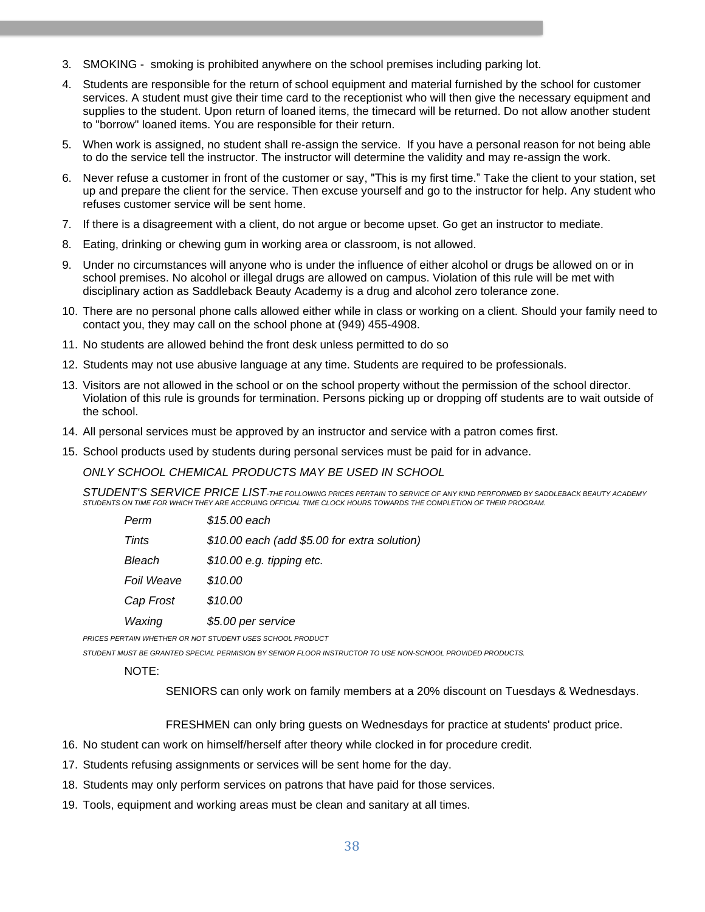3. SMOKING - smoking is prohibited anywhere on the school premises including parking lot.
4. Students are responsible for the return of school equipment and material furnished by the school for customer services. A student must give their time card to the receptionist who will then give the necessary equipment and supplies to the student. Upon return of loaned items, the timecard will be returned. Do not allow another student to "borrow" loaned items. You are responsible for their return.
5. When work is assigned, no student shall re-assign the service. If you have a personal reason for not being able to do the service tell the instructor. The instructor will determine the validity and may re-assign the work.
6. Never refuse a customer in front of the customer or say, "This is my first time." Take the client to your station, set up and prepare the client for the service. Then excuse yourself and go to the instructor for help. Any student who refuses customer service will be sent home.
7. If there is a disagreement with a client, do not argue or become upset. Go get an instructor to mediate.
8. Eating, drinking or chewing gum in working area or classroom, is not allowed.
9. Under no circumstances will anyone who is under the influence of either alcohol or drugs be allowed on or in school premises. No alcohol or illegal drugs are allowed on campus. Violation of this rule will be met with disciplinary action as Saddleback Beauty Academy is a drug and alcohol zero tolerance zone.
10. There are no personal phone calls allowed either while in class or working on a client. Should your family need to contact you, they may call on the school phone at (949) 455-4908.
11. No students are allowed behind the front desk unless permitted to do so
12. Students may not use abusive language at any time. Students are required to be professionals.
13. Visitors are not allowed in the school or on the school property without the permission of the school director. Violation of this rule is grounds for termination. Persons picking up or dropping off students are to wait outside of the school.
14. All personal services must be approved by an instructor and service with a patron comes first.
15. School products used by students during personal services must be paid for in advance.

    *ONLY SCHOOL CHEMICAL PRODUCTS MAY BE USED IN SCHOOL*

    *STUDENT'S SERVICE PRICE LIST-THE FOLLOWING PRICES PERTAIN TO SERVICE OF ANY KIND PERFORMED BY SADDLEBACK BEAUTY ACADEMY STUDENTS ON TIME FOR WHICH THEY ARE ACCRUING OFFICIAL TIME CLOCK HOURS TOWARDS THE COMPLETION OF THEIR PROGRAM.*

    | | |
    |---|---|
    | *Perm* | *$15.00 each* |
    | *Tints* | *$10.00 each (add $5.00 for extra solution)* |
    | *Bleach* | *$10.00 e.g. tipping etc.* |
    | *Foil Weave* | *$10.00* |
    | *Cap Frost* | *$10.00* |
    | *Waxing* | *$5.00 per service* |

    *PRICES PERTAIN WHETHER OR NOT STUDENT USES SCHOOL PRODUCT*

    *STUDENT MUST BE GRANTED SPECIAL PERMISION BY SENIOR FLOOR INSTRUCTOR TO USE NON-SCHOOL PROVIDED PRODUCTS.*

    NOTE:

    SENIORS can only work on family members at a 20% discount on Tuesdays & Wednesdays.

    FRESHMEN can only bring guests on Wednesdays for practice at students' product price.

16. No student can work on himself/herself after theory while clocked in for procedure credit.
17. Students refusing assignments or services will be sent home for the day.
18. Students may only perform services on patrons that have paid for those services.
19. Tools, equipment and working areas must be clean and sanitary at all times.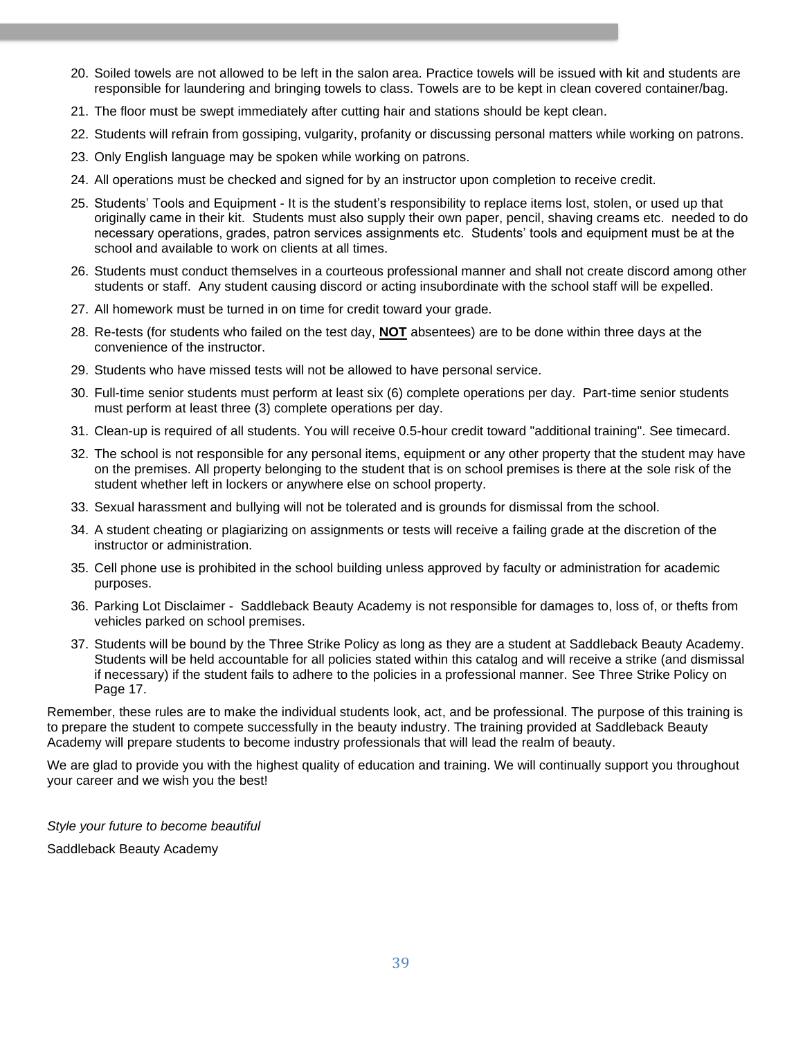20. Soiled towels are not allowed to be left in the salon area. Practice towels will be issued with kit and students are responsible for laundering and bringing towels to class. Towels are to be kept in clean covered container/bag.
21. The floor must be swept immediately after cutting hair and stations should be kept clean.
22. Students will refrain from gossiping, vulgarity, profanity or discussing personal matters while working on patrons.
23. Only English language may be spoken while working on patrons.
24. All operations must be checked and signed for by an instructor upon completion to receive credit.
25. Students' Tools and Equipment - It is the student's responsibility to replace items lost, stolen, or used up that originally came in their kit. Students must also supply their own paper, pencil, shaving creams etc. needed to do necessary operations, grades, patron services assignments etc. Students' tools and equipment must be at the school and available to work on clients at all times.
26. Students must conduct themselves in a courteous professional manner and shall not create discord among other students or staff. Any student causing discord or acting insubordinate with the school staff will be expelled.
27. All homework must be turned in on time for credit toward your grade.
28. Re-tests (for students who failed on the test day, **NOT** absentees) are to be done within three days at the convenience of the instructor.
29. Students who have missed tests will not be allowed to have personal service.
30. Full-time senior students must perform at least six (6) complete operations per day. Part-time senior students must perform at least three (3) complete operations per day.
31. Clean-up is required of all students. You will receive 0.5-hour credit toward "additional training". See timecard.
32. The school is not responsible for any personal items, equipment or any other property that the student may have on the premises. All property belonging to the student that is on school premises is there at the sole risk of the student whether left in lockers or anywhere else on school property.
33. Sexual harassment and bullying will not be tolerated and is grounds for dismissal from the school.
34. A student cheating or plagiarizing on assignments or tests will receive a failing grade at the discretion of the instructor or administration.
35. Cell phone use is prohibited in the school building unless approved by faculty or administration for academic purposes.
36. Parking Lot Disclaimer - Saddleback Beauty Academy is not responsible for damages to, loss of, or thefts from vehicles parked on school premises.
37. Students will be bound by the Three Strike Policy as long as they are a student at Saddleback Beauty Academy. Students will be held accountable for all policies stated within this catalog and will receive a strike (and dismissal if necessary) if the student fails to adhere to the policies in a professional manner. See Three Strike Policy on Page 17.

Remember, these rules are to make the individual students look, act, and be professional. The purpose of this training is to prepare the student to compete successfully in the beauty industry. The training provided at Saddleback Beauty Academy will prepare students to become industry professionals that will lead the realm of beauty.

We are glad to provide you with the highest quality of education and training. We will continually support you throughout your career and we wish you the best!

*Style your future to become beautiful*

Saddleback Beauty Academy